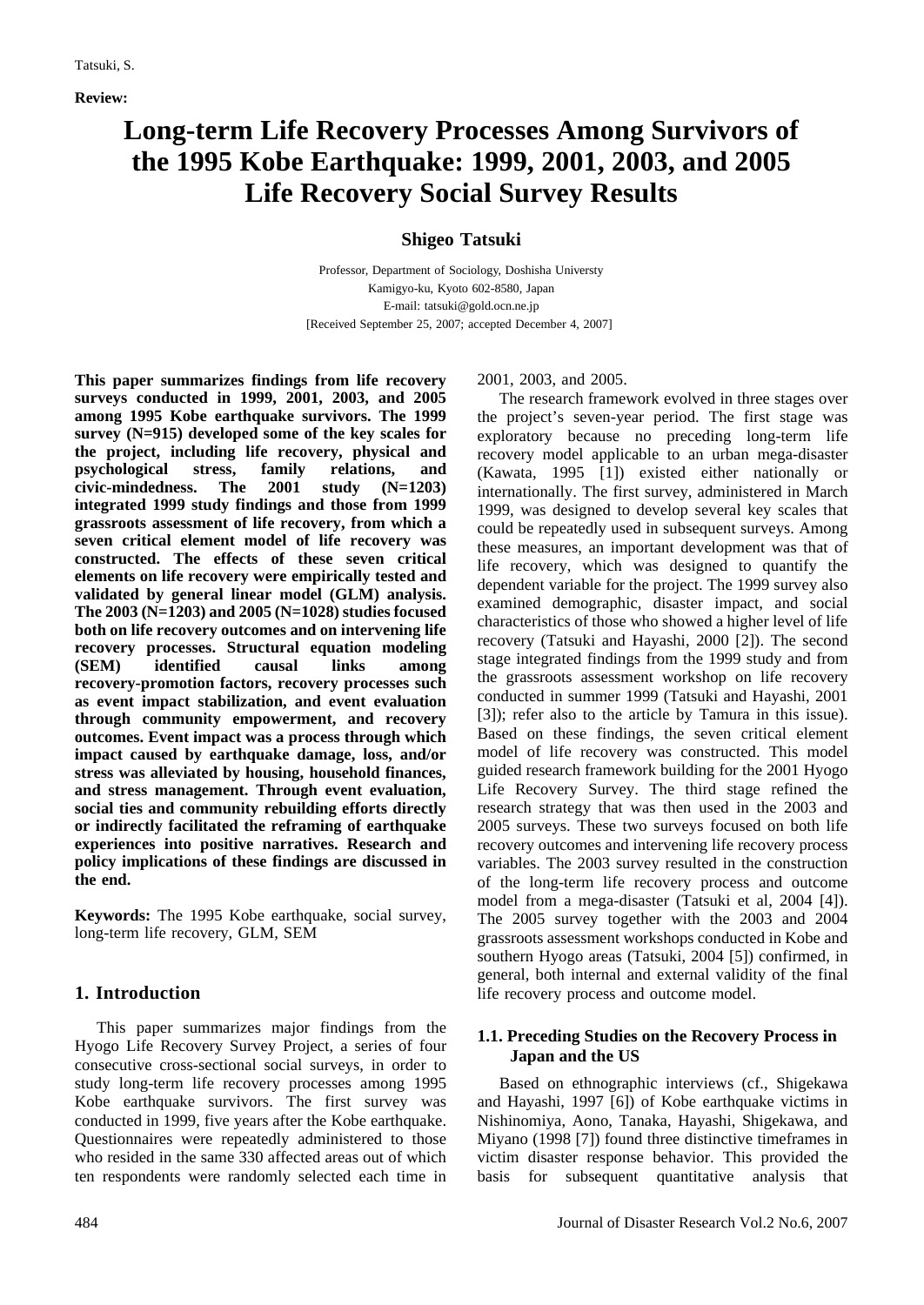**Review:**

# Long-term Life Recovery Processes Among Survivors of the 1995 Kobe Earthquake: 1999, 2001, 2003, and 2005 Life Recovery Social Survey Results

**Shigeo Tatsuki**

Professor, Department of Sociology, Doshisha Universty
Kamigyo-ku, Kyoto 602-8580, Japan
E-mail: tatsuki@gold.ocn.ne.jp
[Received September 25, 2007; accepted December 4, 2007]

**This paper summarizes findings from life recovery surveys conducted in 1999, 2001, 2003, and 2005 among 1995 Kobe earthquake survivors. The 1999 survey (N=915) developed some of the key scales for the project, including life recovery, physical and psychological stress, family relations, and civic-mindedness. The 2001 study (N=1203) integrated 1999 study findings and those from 1999 grassroots assessment of life recovery, from which a seven critical element model of life recovery was constructed. The effects of these seven critical elements on life recovery were empirically tested and validated by general linear model (GLM) analysis. The 2003 (N=1203) and 2005 (N=1028) studies focused both on life recovery outcomes and on intervening life recovery processes. Structural equation modeling (SEM) identified causal links among recovery-promotion factors, recovery processes such as event impact stabilization, and event evaluation through community empowerment, and recovery outcomes. Event impact was a process through which impact caused by earthquake damage, loss, and/or stress was alleviated by housing, household finances, and stress management. Through event evaluation, social ties and community rebuilding efforts directly or indirectly facilitated the reframing of earthquake experiences into positive narratives. Research and policy implications of these findings are discussed in the end.**

**Keywords:** The 1995 Kobe earthquake, social survey, long-term life recovery, GLM, SEM

## 1. Introduction

This paper summarizes major findings from the Hyogo Life Recovery Survey Project, a series of four consecutive cross-sectional social surveys, in order to study long-term life recovery processes among 1995 Kobe earthquake survivors. The first survey was conducted in 1999, five years after the Kobe earthquake. Questionnaires were repeatedly administered to those who resided in the same 330 affected areas out of which ten respondents were randomly selected each time in 2001, 2003, and 2005.

The research framework evolved in three stages over the project's seven-year period. The first stage was exploratory because no preceding long-term life recovery model applicable to an urban mega-disaster (Kawata, 1995 [1]) existed either nationally or internationally. The first survey, administered in March 1999, was designed to develop several key scales that could be repeatedly used in subsequent surveys. Among these measures, an important development was that of life recovery, which was designed to quantify the dependent variable for the project. The 1999 survey also examined demographic, disaster impact, and social characteristics of those who showed a higher level of life recovery (Tatsuki and Hayashi, 2000 [2]). The second stage integrated findings from the 1999 study and from the grassroots assessment workshop on life recovery conducted in summer 1999 (Tatsuki and Hayashi, 2001 [3]); refer also to the article by Tamura in this issue). Based on these findings, the seven critical element model of life recovery was constructed. This model guided research framework building for the 2001 Hyogo Life Recovery Survey. The third stage refined the research strategy that was then used in the 2003 and 2005 surveys. These two surveys focused on both life recovery outcomes and intervening life recovery process variables. The 2003 survey resulted in the construction of the long-term life recovery process and outcome model from a mega-disaster (Tatsuki et al, 2004 [4]). The 2005 survey together with the 2003 and 2004 grassroots assessment workshops conducted in Kobe and southern Hyogo areas (Tatsuki, 2004 [5]) confirmed, in general, both internal and external validity of the final life recovery process and outcome model.

### 1.1. Preceding Studies on the Recovery Process in Japan and the US

Based on ethnographic interviews (cf., Shigekawa and Hayashi, 1997 [6]) of Kobe earthquake victims in Nishinomiya, Aono, Tanaka, Hayashi, Shigekawa, and Miyano (1998 [7]) found three distinctive timeframes in victim disaster response behavior. This provided the basis for subsequent quantitative analysis that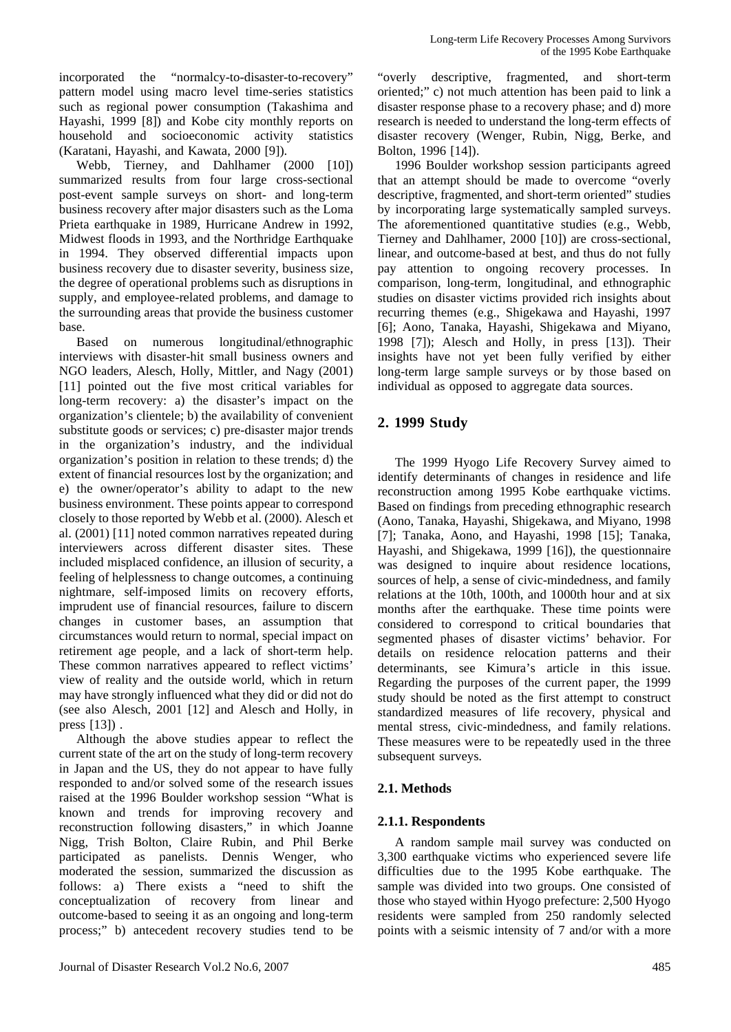incorporated the "normalcy-to-disaster-to-recovery" pattern model using macro level time-series statistics such as regional power consumption (Takashima and Hayashi, 1999 [8]) and Kobe city monthly reports on household and socioeconomic activity statistics (Karatani, Hayashi, and Kawata, 2000 [9]).

Webb, Tierney, and Dahlhamer (2000 [10]) summarized results from four large cross-sectional post-event sample surveys on short- and long-term business recovery after major disasters such as the Loma Prieta earthquake in 1989, Hurricane Andrew in 1992, Midwest floods in 1993, and the Northridge Earthquake in 1994. They observed differential impacts upon business recovery due to disaster severity, business size, the degree of operational problems such as disruptions in supply, and employee-related problems, and damage to the surrounding areas that provide the business customer base.

Based on numerous longitudinal/ethnographic interviews with disaster-hit small business owners and NGO leaders, Alesch, Holly, Mittler, and Nagy (2001) [11] pointed out the five most critical variables for long-term recovery: a) the disaster's impact on the organization's clientele; b) the availability of convenient substitute goods or services; c) pre-disaster major trends in the organization's industry, and the individual organization's position in relation to these trends; d) the extent of financial resources lost by the organization; and e) the owner/operator's ability to adapt to the new business environment. These points appear to correspond closely to those reported by Webb et al. (2000). Alesch et al. (2001) [11] noted common narratives repeated during interviewers across different disaster sites. These included misplaced confidence, an illusion of security, a feeling of helplessness to change outcomes, a continuing nightmare, self-imposed limits on recovery efforts, imprudent use of financial resources, failure to discern changes in customer bases, an assumption that circumstances would return to normal, special impact on retirement age people, and a lack of short-term help. These common narratives appeared to reflect victims' view of reality and the outside world, which in return may have strongly influenced what they did or did not do (see also Alesch, 2001 [12] and Alesch and Holly, in press [13]) .

Although the above studies appear to reflect the current state of the art on the study of long-term recovery in Japan and the US, they do not appear to have fully responded to and/or solved some of the research issues raised at the 1996 Boulder workshop session "What is known and trends for improving recovery and reconstruction following disasters," in which Joanne Nigg, Trish Bolton, Claire Rubin, and Phil Berke participated as panelists. Dennis Wenger, who moderated the session, summarized the discussion as follows: a) There exists a "need to shift the conceptualization of recovery from linear and outcome-based to seeing it as an ongoing and long-term process;" b) antecedent recovery studies tend to be "overly descriptive, fragmented, and short-term oriented;" c) not much attention has been paid to link a disaster response phase to a recovery phase; and d) more research is needed to understand the long-term effects of disaster recovery (Wenger, Rubin, Nigg, Berke, and Bolton, 1996 [14]).

1996 Boulder workshop session participants agreed that an attempt should be made to overcome "overly descriptive, fragmented, and short-term oriented" studies by incorporating large systematically sampled surveys. The aforementioned quantitative studies (e.g., Webb, Tierney and Dahlhamer, 2000 [10]) are cross-sectional, linear, and outcome-based at best, and thus do not fully pay attention to ongoing recovery processes. In comparison, long-term, longitudinal, and ethnographic studies on disaster victims provided rich insights about recurring themes (e.g., Shigekawa and Hayashi, 1997 [6]; Aono, Tanaka, Hayashi, Shigekawa and Miyano, 1998 [7]); Alesch and Holly, in press [13]). Their insights have not yet been fully verified by either long-term large sample surveys or by those based on individual as opposed to aggregate data sources.

## 2. 1999 Study

The 1999 Hyogo Life Recovery Survey aimed to identify determinants of changes in residence and life reconstruction among 1995 Kobe earthquake victims. Based on findings from preceding ethnographic research (Aono, Tanaka, Hayashi, Shigekawa, and Miyano, 1998 [7]; Tanaka, Aono, and Hayashi, 1998 [15]; Tanaka, Hayashi, and Shigekawa, 1999 [16]), the questionnaire was designed to inquire about residence locations, sources of help, a sense of civic-mindedness, and family relations at the 10th, 100th, and 1000th hour and at six months after the earthquake. These time points were considered to correspond to critical boundaries that segmented phases of disaster victims' behavior. For details on residence relocation patterns and their determinants, see Kimura's article in this issue. Regarding the purposes of the current paper, the 1999 study should be noted as the first attempt to construct standardized measures of life recovery, physical and mental stress, civic-mindedness, and family relations. These measures were to be repeatedly used in the three subsequent surveys.

### 2.1. Methods

#### 2.1.1. Respondents

A random sample mail survey was conducted on 3,300 earthquake victims who experienced severe life difficulties due to the 1995 Kobe earthquake. The sample was divided into two groups. One consisted of those who stayed within Hyogo prefecture: 2,500 Hyogo residents were sampled from 250 randomly selected points with a seismic intensity of 7 and/or with a more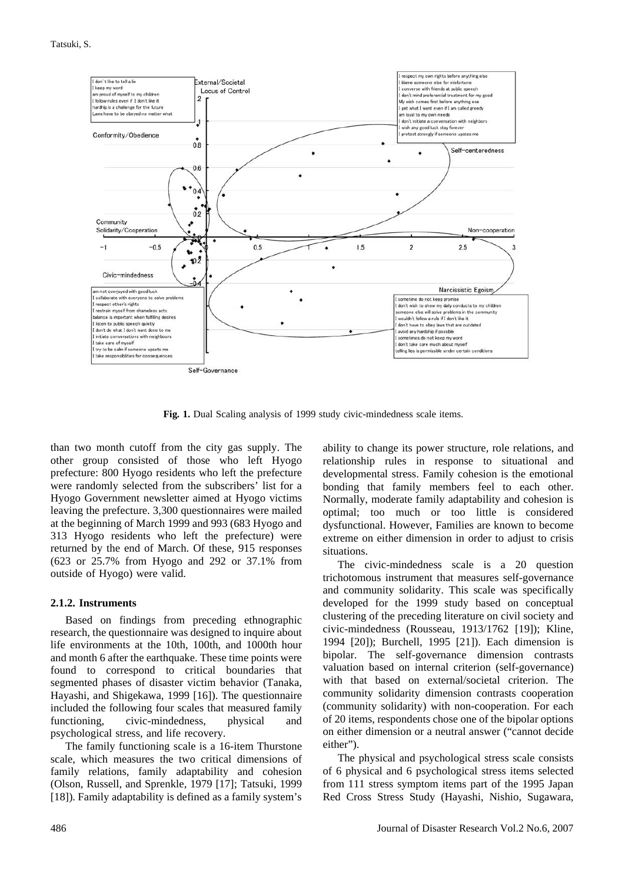**Fig. 1.** Dual Scaling analysis of 1999 study civic-mindedness scale items.

than two month cutoff from the city gas supply. The other group consisted of those who left Hyogo prefecture: 800 Hyogo residents who left the prefecture were randomly selected from the subscribers' list for a Hyogo Government newsletter aimed at Hyogo victims leaving the prefecture. 3,300 questionnaires were mailed at the beginning of March 1999 and 993 (683 Hyogo and 313 Hyogo residents who left the prefecture) were returned by the end of March. Of these, 915 responses (623 or 25.7% from Hyogo and 292 or 37.1% from outside of Hyogo) were valid.

### 2.1.2. Instruments

Based on findings from preceding ethnographic research, the questionnaire was designed to inquire about life environments at the 10th, 100th, and 1000th hour and month 6 after the earthquake. These time points were found to correspond to critical boundaries that segmented phases of disaster victim behavior (Tanaka, Hayashi, and Shigekawa, 1999 [16]). The questionnaire included the following four scales that measured family functioning, civic-mindedness, physical and psychological stress, and life recovery.

The family functioning scale is a 16-item Thurstone scale, which measures the two critical dimensions of family relations, family adaptability and cohesion (Olson, Russell, and Sprenkle, 1979 [17]; Tatsuki, 1999 [18]). Family adaptability is defined as a family system's ability to change its power structure, role relations, and relationship rules in response to situational and developmental stress. Family cohesion is the emotional bonding that family members feel to each other. Normally, moderate family adaptability and cohesion is optimal; too much or too little is considered dysfunctional. However, Families are known to become extreme on either dimension in order to adjust to crisis situations.

The civic-mindedness scale is a 20 question trichotomous instrument that measures self-governance and community solidarity. This scale was specifically developed for the 1999 study based on conceptual clustering of the preceding literature on civil society and civic-mindedness (Rousseau, 1913/1762 [19]); Kline, 1994 [20]); Burchell, 1995 [21]). Each dimension is bipolar. The self-governance dimension contrasts valuation based on internal criterion (self-governance) with that based on external/societal criterion. The community solidarity dimension contrasts cooperation (community solidarity) with non-cooperation. For each of 20 items, respondents chose one of the bipolar options on either dimension or a neutral answer ("cannot decide either").

The physical and psychological stress scale consists of 6 physical and 6 psychological stress items selected from 111 stress symptom items part of the 1995 Japan Red Cross Stress Study (Hayashi, Nishio, Sugawara,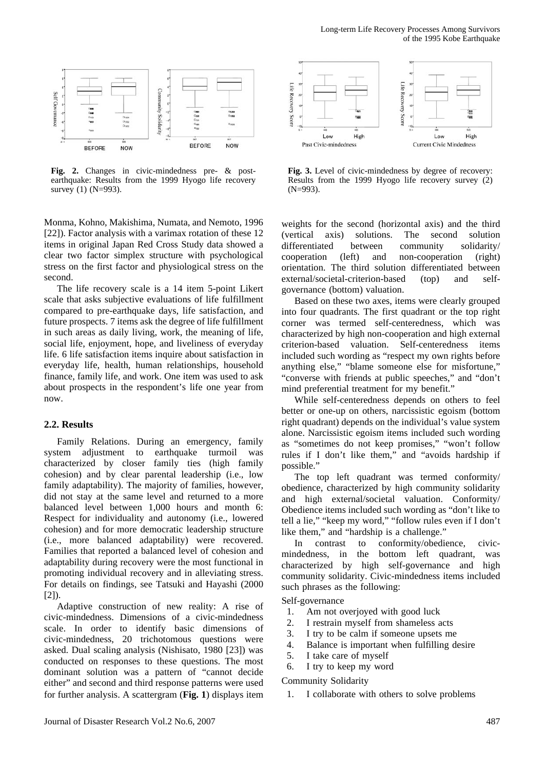**Fig. 2.** Changes in civic-mindedness pre- & post-earthquake: Results from the 1999 Hyogo life recovery survey (1) (N=993).

**Fig. 3.** Level of civic-mindedness by degree of recovery: Results from the 1999 Hyogo life recovery survey (2) (N=993).

Monma, Kohno, Makishima, Numata, and Nemoto, 1996 [22]). Factor analysis with a varimax rotation of these 12 items in original Japan Red Cross Study data showed a clear two factor simplex structure with psychological stress on the first factor and physiological stress on the second.

The life recovery scale is a 14 item 5-point Likert scale that asks subjective evaluations of life fulfillment compared to pre-earthquake days, life satisfaction, and future prospects. 7 items ask the degree of life fulfillment in such areas as daily living, work, the meaning of life, social life, enjoyment, hope, and liveliness of everyday life. 6 life satisfaction items inquire about satisfaction in everyday life, health, human relationships, household finance, family life, and work. One item was used to ask about prospects in the respondent's life one year from now.

## 2.2. Results

Family Relations. During an emergency, family system adjustment to earthquake turmoil was characterized by closer family ties (high family cohesion) and by clear parental leadership (i.e., low family adaptability). The majority of families, however, did not stay at the same level and returned to a more balanced level between 1,000 hours and month 6: Respect for individuality and autonomy (i.e., lowered cohesion) and for more democratic leadership structure (i.e., more balanced adaptability) were recovered. Families that reported a balanced level of cohesion and adaptability during recovery were the most functional in promoting individual recovery and in alleviating stress. For details on findings, see Tatsuki and Hayashi (2000 [2]).

Adaptive construction of new reality: A rise of civic-mindedness. Dimensions of a civic-mindedness scale. In order to identify basic dimensions of civic-mindedness, 20 trichotomous questions were asked. Dual scaling analysis (Nishisato, 1980 [23]) was conducted on responses to these questions. The most dominant solution was a pattern of "cannot decide either" and second and third response patterns were used for further analysis. A scattergram (**Fig. 1**) displays item weights for the second (horizontal axis) and the third (vertical axis) solutions. The second solution differentiated between community solidarity/cooperation (left) and non-cooperation (right) orientation. The third solution differentiated between external/societal-criterion-based (top) and self-governance (bottom) valuation.

Based on these two axes, items were clearly grouped into four quadrants. The first quadrant or the top right corner was termed self-centeredness, which was characterized by high non-cooperation and high external criterion-based valuation. Self-centeredness items included such wording as "respect my own rights before anything else," "blame someone else for misfortune," "converse with friends at public speeches," and "don't mind preferential treatment for my benefit."

While self-centeredness depends on others to feel better or one-up on others, narcissistic egoism (bottom right quadrant) depends on the individual's value system alone. Narcissistic egoism items included such wording as "sometimes do not keep promises," "won't follow rules if I don't like them," and "avoids hardship if possible."

The top left quadrant was termed conformity/obedience, characterized by high community solidarity and high external/societal valuation. Conformity/Obedience items included such wording as "don't like to tell a lie," "keep my word," "follow rules even if I don't like them," and "hardship is a challenge."

In contrast to conformity/obedience, civic-mindedness, in the bottom left quadrant, was characterized by high self-governance and high community solidarity. Civic-mindedness items included such phrases as the following:

Self-governance

1. Am not overjoyed with good luck
2. I restrain myself from shameless acts
3. I try to be calm if someone upsets me
4. Balance is important when fulfilling desire
5. I take care of myself
6. I try to keep my word

Community Solidarity

1. I collaborate with others to solve problems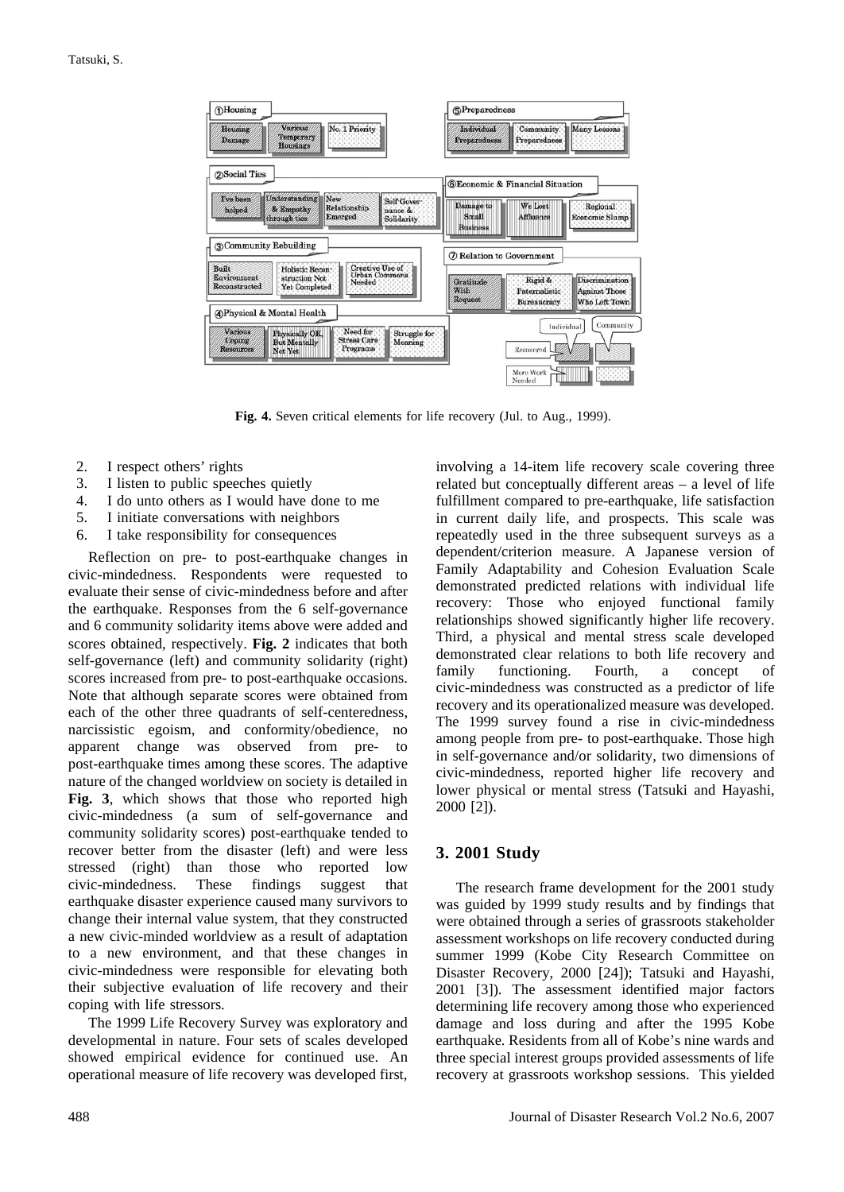**Fig. 4.** Seven critical elements for life recovery (Jul. to Aug., 1999).

2. I respect others' rights
3. I listen to public speeches quietly
4. I do unto others as I would have done to me
5. I initiate conversations with neighbors
6. I take responsibility for consequences

Reflection on pre- to post-earthquake changes in civic-mindedness. Respondents were requested to evaluate their sense of civic-mindedness before and after the earthquake. Responses from the 6 self-governance and 6 community solidarity items above were added and scores obtained, respectively. **Fig. 2** indicates that both self-governance (left) and community solidarity (right) scores increased from pre- to post-earthquake occasions. Note that although separate scores were obtained from each of the other three quadrants of self-centeredness, narcissistic egoism, and conformity/obedience, no apparent change was observed from pre- to post-earthquake times among these scores. The adaptive nature of the changed worldview on society is detailed in **Fig. 3**, which shows that those who reported high civic-mindedness (a sum of self-governance and community solidarity scores) post-earthquake tended to recover better from the disaster (left) and were less stressed (right) than those who reported low civic-mindedness. These findings suggest that earthquake disaster experience caused many survivors to change their internal value system, that they constructed a new civic-minded worldview as a result of adaptation to a new environment, and that these changes in civic-mindedness were responsible for elevating both their subjective evaluation of life recovery and their coping with life stressors.

The 1999 Life Recovery Survey was exploratory and developmental in nature. Four sets of scales developed showed empirical evidence for continued use. An operational measure of life recovery was developed first, involving a 14-item life recovery scale covering three related but conceptually different areas – a level of life fulfillment compared to pre-earthquake, life satisfaction in current daily life, and prospects. This scale was repeatedly used in the three subsequent surveys as a dependent/criterion measure. A Japanese version of Family Adaptability and Cohesion Evaluation Scale demonstrated predicted relations with individual life recovery: Those who enjoyed functional family relationships showed significantly higher life recovery. Third, a physical and mental stress scale developed demonstrated clear relations to both life recovery and family functioning. Fourth, a concept of civic-mindedness was constructed as a predictor of life recovery and its operationalized measure was developed. The 1999 survey found a rise in civic-mindedness among people from pre- to post-earthquake. Those high in self-governance and/or solidarity, two dimensions of civic-mindedness, reported higher life recovery and lower physical or mental stress (Tatsuki and Hayashi, 2000 [2]).

## 3. 2001 Study

The research frame development for the 2001 study was guided by 1999 study results and by findings that were obtained through a series of grassroots stakeholder assessment workshops on life recovery conducted during summer 1999 (Kobe City Research Committee on Disaster Recovery, 2000 [24]); Tatsuki and Hayashi, 2001 [3]). The assessment identified major factors determining life recovery among those who experienced damage and loss during and after the 1995 Kobe earthquake. Residents from all of Kobe's nine wards and three special interest groups provided assessments of life recovery at grassroots workshop sessions. This yielded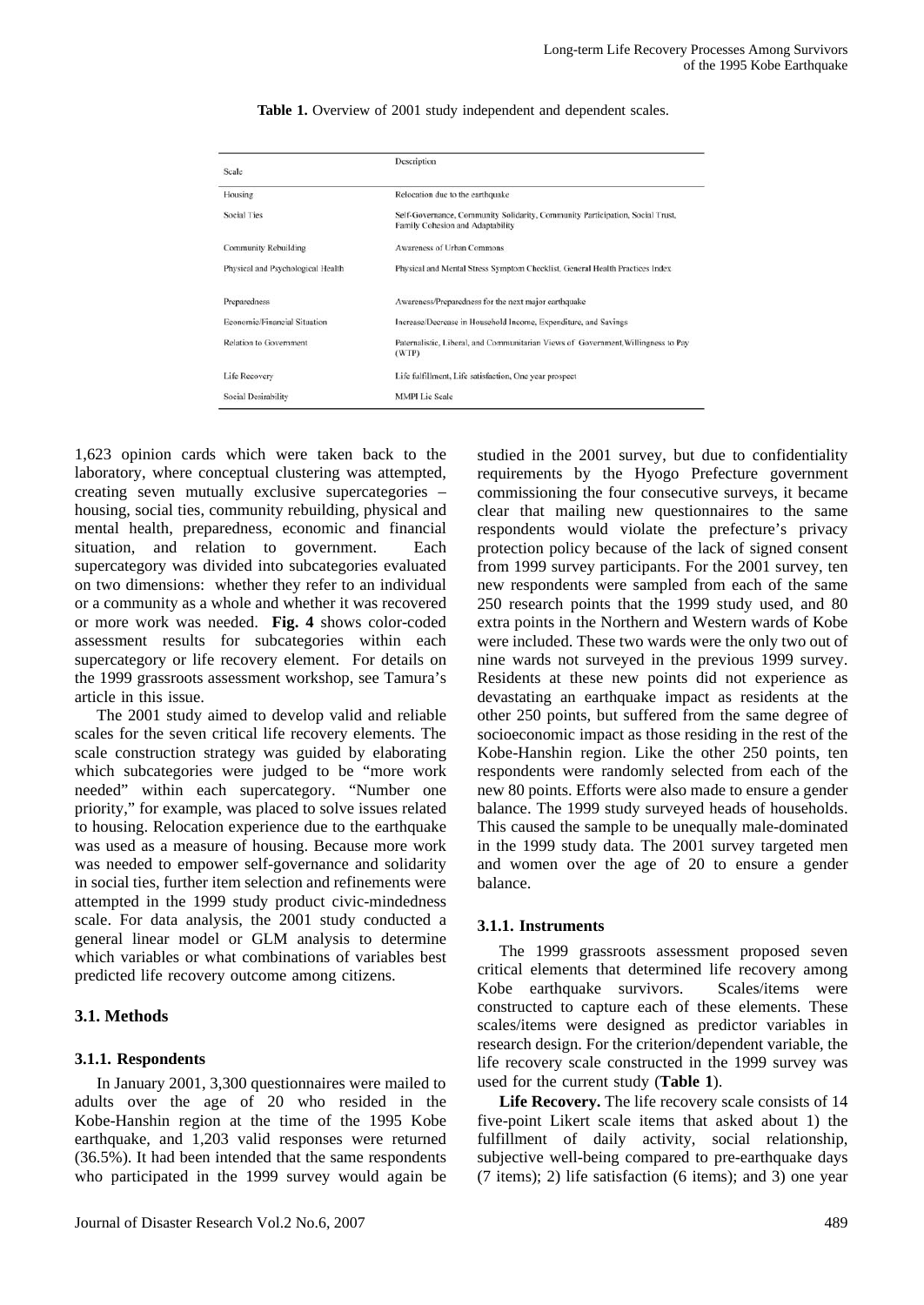**Table 1.** Overview of 2001 study independent and dependent scales.

| Scale | Description |
|---|---|
| Housing | Relocation due to the earthquake |
| Social Ties | Self-Governance, Community Solidarity, Community Participation, Social Trust, Family Cohesion and Adaptability |
| Community Rebuilding | Awareness of Urban Commons |
| Physical and Psychological Health | Physical and Mental Stress Symptom Checklist, General Health Practices Index |
| Preparedness | Awareness/Preparedness for the next major earthquake |
| Economic/Financial Situation | Increase/Decrease in Household Income, Expenditure, and Savings |
| Relation to Government | Paternalistic, Liberal, and Communitarian Views of Government, Willingness to Pay (WTP) |
| Life Recovery | Life fulfillment, Life satisfaction, One year prospect |
| Social Desirability | MMPI Lie Scale |

1,623 opinion cards which were taken back to the laboratory, where conceptual clustering was attempted, creating seven mutually exclusive supercategories – housing, social ties, community rebuilding, physical and mental health, preparedness, economic and financial situation, and relation to government. Each supercategory was divided into subcategories evaluated on two dimensions: whether they refer to an individual or a community as a whole and whether it was recovered or more work was needed. **Fig. 4** shows color-coded assessment results for subcategories within each supercategory or life recovery element. For details on the 1999 grassroots assessment workshop, see Tamura's article in this issue.

The 2001 study aimed to develop valid and reliable scales for the seven critical life recovery elements. The scale construction strategy was guided by elaborating which subcategories were judged to be "more work needed" within each supercategory. "Number one priority," for example, was placed to solve issues related to housing. Relocation experience due to the earthquake was used as a measure of housing. Because more work was needed to empower self-governance and solidarity in social ties, further item selection and refinements were attempted in the 1999 study product civic-mindedness scale. For data analysis, the 2001 study conducted a general linear model or GLM analysis to determine which variables or what combinations of variables best predicted life recovery outcome among citizens.

### 3.1. Methods

#### 3.1.1. Respondents

In January 2001, 3,300 questionnaires were mailed to adults over the age of 20 who resided in the Kobe-Hanshin region at the time of the 1995 Kobe earthquake, and 1,203 valid responses were returned (36.5%). It had been intended that the same respondents who participated in the 1999 survey would again be studied in the 2001 survey, but due to confidentiality requirements by the Hyogo Prefecture government commissioning the four consecutive surveys, it became clear that mailing new questionnaires to the same respondents would violate the prefecture's privacy protection policy because of the lack of signed consent from 1999 survey participants. For the 2001 survey, ten new respondents were sampled from each of the same 250 research points that the 1999 study used, and 80 extra points in the Northern and Western wards of Kobe were included. These two wards were the only two out of nine wards not surveyed in the previous 1999 survey. Residents at these new points did not experience as devastating an earthquake impact as residents at the other 250 points, but suffered from the same degree of socioeconomic impact as those residing in the rest of the Kobe-Hanshin region. Like the other 250 points, ten respondents were randomly selected from each of the new 80 points. Efforts were also made to ensure a gender balance. The 1999 study surveyed heads of households. This caused the sample to be unequally male-dominated in the 1999 study data. The 2001 survey targeted men and women over the age of 20 to ensure a gender balance.

#### 3.1.1. Instruments

The 1999 grassroots assessment proposed seven critical elements that determined life recovery among Kobe earthquake survivors. Scales/items were constructed to capture each of these elements. These scales/items were designed as predictor variables in research design. For the criterion/dependent variable, the life recovery scale constructed in the 1999 survey was used for the current study (**Table 1**).

**Life Recovery.** The life recovery scale consists of 14 five-point Likert scale items that asked about 1) the fulfillment of daily activity, social relationship, subjective well-being compared to pre-earthquake days (7 items); 2) life satisfaction (6 items); and 3) one year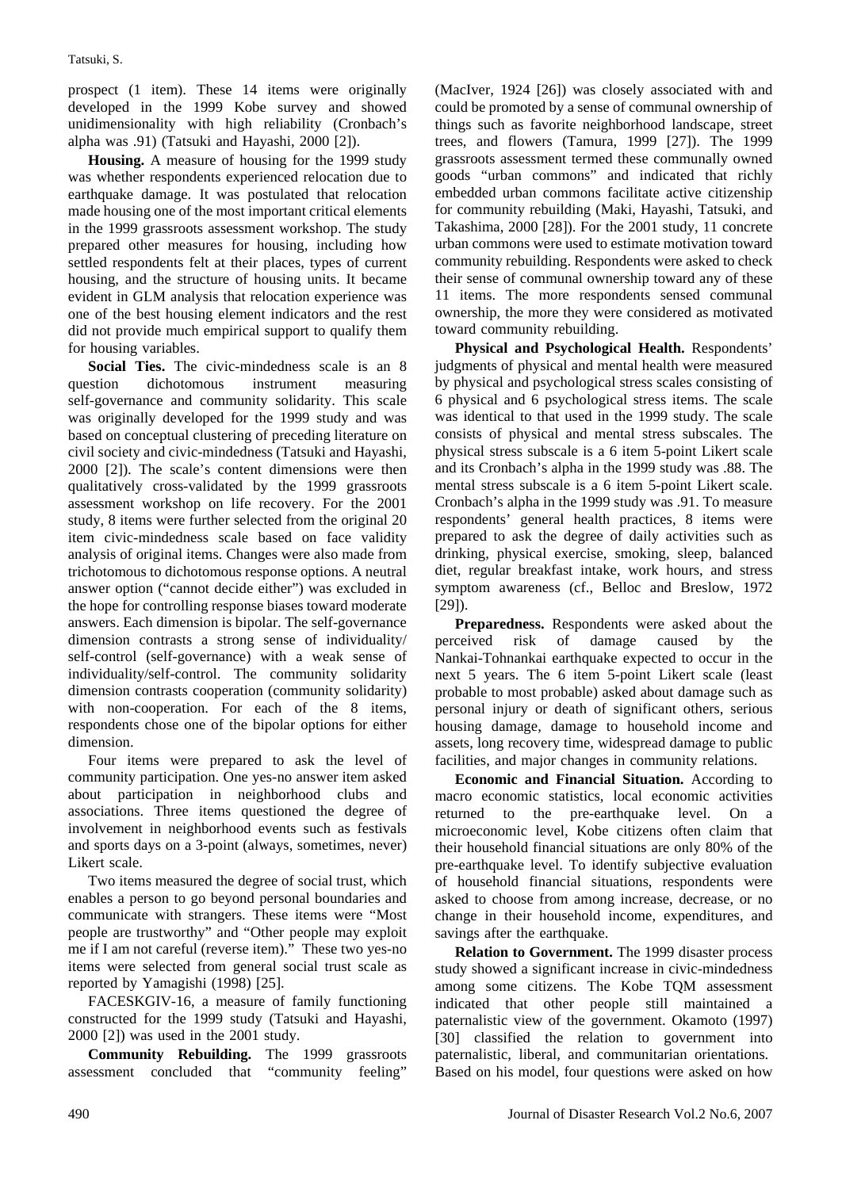prospect (1 item). These 14 items were originally developed in the 1999 Kobe survey and showed unidimensionality with high reliability (Cronbach's alpha was .91) (Tatsuki and Hayashi, 2000 [2]).

**Housing.** A measure of housing for the 1999 study was whether respondents experienced relocation due to earthquake damage. It was postulated that relocation made housing one of the most important critical elements in the 1999 grassroots assessment workshop. The study prepared other measures for housing, including how settled respondents felt at their places, types of current housing, and the structure of housing units. It became evident in GLM analysis that relocation experience was one of the best housing element indicators and the rest did not provide much empirical support to qualify them for housing variables.

**Social Ties.** The civic-mindedness scale is an 8 question dichotomous instrument measuring self-governance and community solidarity. This scale was originally developed for the 1999 study and was based on conceptual clustering of preceding literature on civil society and civic-mindedness (Tatsuki and Hayashi, 2000 [2]). The scale's content dimensions were then qualitatively cross-validated by the 1999 grassroots assessment workshop on life recovery. For the 2001 study, 8 items were further selected from the original 20 item civic-mindedness scale based on face validity analysis of original items. Changes were also made from trichotomous to dichotomous response options. A neutral answer option ("cannot decide either") was excluded in the hope for controlling response biases toward moderate answers. Each dimension is bipolar. The self-governance dimension contrasts a strong sense of individuality/ self-control (self-governance) with a weak sense of individuality/self-control. The community solidarity dimension contrasts cooperation (community solidarity) with non-cooperation. For each of the 8 items, respondents chose one of the bipolar options for either dimension.

Four items were prepared to ask the level of community participation. One yes-no answer item asked about participation in neighborhood clubs and associations. Three items questioned the degree of involvement in neighborhood events such as festivals and sports days on a 3-point (always, sometimes, never) Likert scale.

Two items measured the degree of social trust, which enables a person to go beyond personal boundaries and communicate with strangers. These items were "Most people are trustworthy" and "Other people may exploit me if I am not careful (reverse item)." These two yes-no items were selected from general social trust scale as reported by Yamagishi (1998) [25].

FACESKGIV-16, a measure of family functioning constructed for the 1999 study (Tatsuki and Hayashi, 2000 [2]) was used in the 2001 study.

**Community Rebuilding.** The 1999 grassroots assessment concluded that "community feeling" (MacIver, 1924 [26]) was closely associated with and could be promoted by a sense of communal ownership of things such as favorite neighborhood landscape, street trees, and flowers (Tamura, 1999 [27]). The 1999 grassroots assessment termed these communally owned goods "urban commons" and indicated that richly embedded urban commons facilitate active citizenship for community rebuilding (Maki, Hayashi, Tatsuki, and Takashima, 2000 [28]). For the 2001 study, 11 concrete urban commons were used to estimate motivation toward community rebuilding. Respondents were asked to check their sense of communal ownership toward any of these 11 items. The more respondents sensed communal ownership, the more they were considered as motivated toward community rebuilding.

**Physical and Psychological Health.** Respondents' judgments of physical and mental health were measured by physical and psychological stress scales consisting of 6 physical and 6 psychological stress items. The scale was identical to that used in the 1999 study. The scale consists of physical and mental stress subscales. The physical stress subscale is a 6 item 5-point Likert scale and its Cronbach's alpha in the 1999 study was .88. The mental stress subscale is a 6 item 5-point Likert scale. Cronbach's alpha in the 1999 study was .91. To measure respondents' general health practices, 8 items were prepared to ask the degree of daily activities such as drinking, physical exercise, smoking, sleep, balanced diet, regular breakfast intake, work hours, and stress symptom awareness (cf., Belloc and Breslow, 1972 [29]).

**Preparedness.** Respondents were asked about the perceived risk of damage caused by the Nankai-Tohnankai earthquake expected to occur in the next 5 years. The 6 item 5-point Likert scale (least probable to most probable) asked about damage such as personal injury or death of significant others, serious housing damage, damage to household income and assets, long recovery time, widespread damage to public facilities, and major changes in community relations.

**Economic and Financial Situation.** According to macro economic statistics, local economic activities returned to the pre-earthquake level. On a microeconomic level, Kobe citizens often claim that their household financial situations are only 80% of the pre-earthquake level. To identify subjective evaluation of household financial situations, respondents were asked to choose from among increase, decrease, or no change in their household income, expenditures, and savings after the earthquake.

**Relation to Government.** The 1999 disaster process study showed a significant increase in civic-mindedness among some citizens. The Kobe TQM assessment indicated that other people still maintained a paternalistic view of the government. Okamoto (1997) [30] classified the relation to government into paternalistic, liberal, and communitarian orientations. Based on his model, four questions were asked on how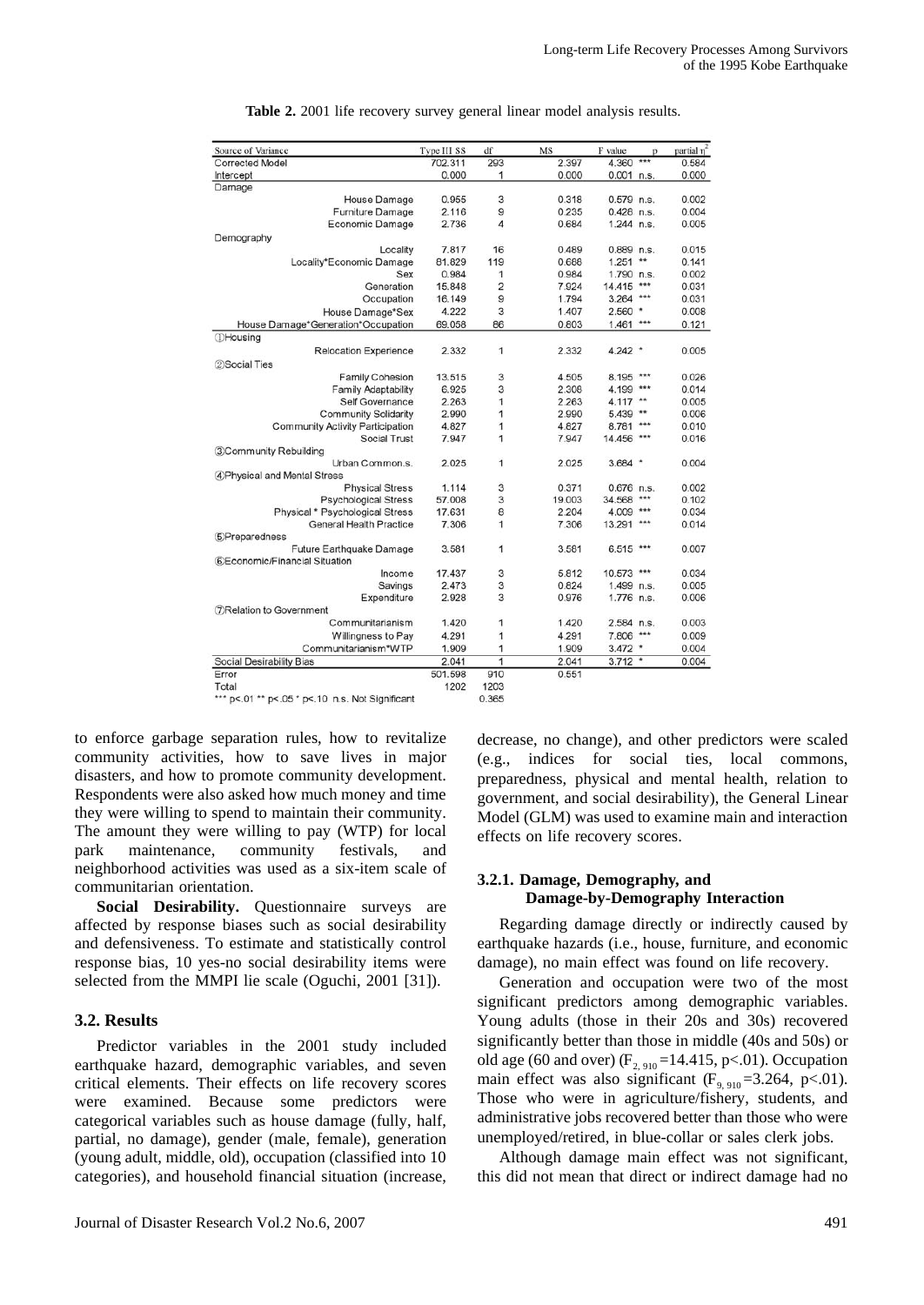**Table 2.** 2001 life recovery survey general linear model analysis results.

| Source of Variance | Type III SS | df | MS | F value | p | partial $\eta^2$ |
|---|---|---|---|---|---|---|
| Corrected Model | 702.311 | 293 | 2.397 | 4.360 | *** | 0.584 |
| Intercept | 0.000 | 1 | 0.000 | 0.001 | n.s. | 0.000 |
| Damage | | | | | | |
| House Damage | 0.955 | 3 | 0.318 | 0.579 | n.s. | 0.002 |
| Furniture Damage | 2.116 | 9 | 0.235 | 0.428 | n.s. | 0.004 |
| Economic Damage | 2.736 | 4 | 0.684 | 1.244 | n.s. | 0.005 |
| Demography | | | | | | |
| Locality | 7.817 | 16 | 0.489 | 0.889 | n.s. | 0.015 |
| Locality*Economic Damage | 81.829 | 119 | 0.688 | 1.251 | ** | 0.141 |
| Sex | 0.984 | 1 | 0.984 | 1.790 | n.s. | 0.002 |
| Generation | 15.848 | 2 | 7.924 | 14.415 | *** | 0.031 |
| Occupation | 16.149 | 9 | 1.794 | 3.264 | *** | 0.031 |
| House Damage*Sex | 4.222 | 3 | 1.407 | 2.560 | * | 0.008 |
| House Damage*Generation*Occupation | 69.058 | 86 | 0.803 | 1.461 | *** | 0.121 |
| ①Housing | | | | | | |
| Relocation Experience | 2.332 | 1 | 2.332 | 4.242 | * | 0.005 |
| ②Social Ties | | | | | | |
| Family Cohesion | 13.515 | 3 | 4.505 | 8.195 | *** | 0.026 |
| Family Adaptability | 6.925 | 3 | 2.308 | 4.199 | *** | 0.014 |
| Self Governance | 2.263 | 1 | 2.263 | 4.117 | ** | 0.005 |
| Community Solidarity | 2.990 | 1 | 2.990 | 5.439 | ** | 0.006 |
| Community Activity Participation | 4.827 | 1 | 4.827 | 8.781 | *** | 0.010 |
| Social Trust | 7.947 | 1 | 7.947 | 14.456 | *** | 0.016 |
| ③Community Rebuilding | | | | | | |
| Urban Common.s. | 2.025 | 1 | 2.025 | 3.684 | * | 0.004 |
| ④Physical and Mental Stress | | | | | | |
| Physical Stress | 1.114 | 3 | 0.371 | 0.676 | n.s. | 0.002 |
| Psychological Stress | 57.008 | 3 | 19.003 | 34.568 | *** | 0.102 |
| Physical * Psychological Stress | 17.631 | 8 | 2.204 | 4.009 | *** | 0.034 |
| General Health Practice | 7.306 | 1 | 7.306 | 13.291 | *** | 0.014 |
| ⑤Preparedness | | | | | | |
| Future Earthquake Damage | 3.581 | 1 | 3.581 | 6.515 | *** | 0.007 |
| ⑥Economic/Financial Situation | | | | | | |
| Income | 17.437 | 3 | 5.812 | 10.573 | *** | 0.034 |
| Savings | 2.473 | 3 | 0.824 | 1.499 | n.s. | 0.005 |
| Expenditure | 2.928 | 3 | 0.976 | 1.776 | n.s. | 0.006 |
| ⑦Relation to Government | | | | | | |
| Communitarianism | 1.420 | 1 | 1.420 | 2.584 | n.s. | 0.003 |
| Willingness to Pay | 4.291 | 1 | 4.291 | 7.806 | *** | 0.009 |
| Communitarianism*WTP | 1.909 | 1 | 1.909 | 3.472 | * | 0.004 |
| Social Desirability Bias | 2.041 | 1 | 2.041 | 3.712 | * | 0.004 |
| Error | 501.598 | 910 | 0.551 | | | |
| Total | 1202 | 1203 | | | | |

*** p<.01 ** p<.05 * p<.10 n.s. Not Significant 0.365

to enforce garbage separation rules, how to revitalize community activities, how to save lives in major disasters, and how to promote community development. Respondents were also asked how much money and time they were willing to spend to maintain their community. The amount they were willing to pay (WTP) for local park maintenance, community festivals, and neighborhood activities was used as a six-item scale of communitarian orientation.

**Social Desirability.** Questionnaire surveys are affected by response biases such as social desirability and defensiveness. To estimate and statistically control response bias, 10 yes-no social desirability items were selected from the MMPI lie scale (Oguchi, 2001 [31]).

### 3.2. Results

Predictor variables in the 2001 study included earthquake hazard, demographic variables, and seven critical elements. Their effects on life recovery scores were examined. Because some predictors were categorical variables such as house damage (fully, half, partial, no damage), gender (male, female), generation (young adult, middle, old), occupation (classified into 10 categories), and household financial situation (increase, decrease, no change), and other predictors were scaled (e.g., indices for social ties, local commons, preparedness, physical and mental health, relation to government, and social desirability), the General Linear Model (GLM) was used to examine main and interaction effects on life recovery scores.

#### 3.2.1. Damage, Demography, and Damage-by-Demography Interaction

Regarding damage directly or indirectly caused by earthquake hazards (i.e., house, furniture, and economic damage), no main effect was found on life recovery.

Generation and occupation were two of the most significant predictors among demographic variables. Young adults (those in their 20s and 30s) recovered significantly better than those in middle (40s and 50s) or old age (60 and over) ($F_{2, 910}$ =14.415, p<.01). Occupation main effect was also significant ($F_{9, 910}$ =3.264, p<.01). Those who were in agriculture/fishery, students, and administrative jobs recovered better than those who were unemployed/retired, in blue-collar or sales clerk jobs.

Although damage main effect was not significant, this did not mean that direct or indirect damage had no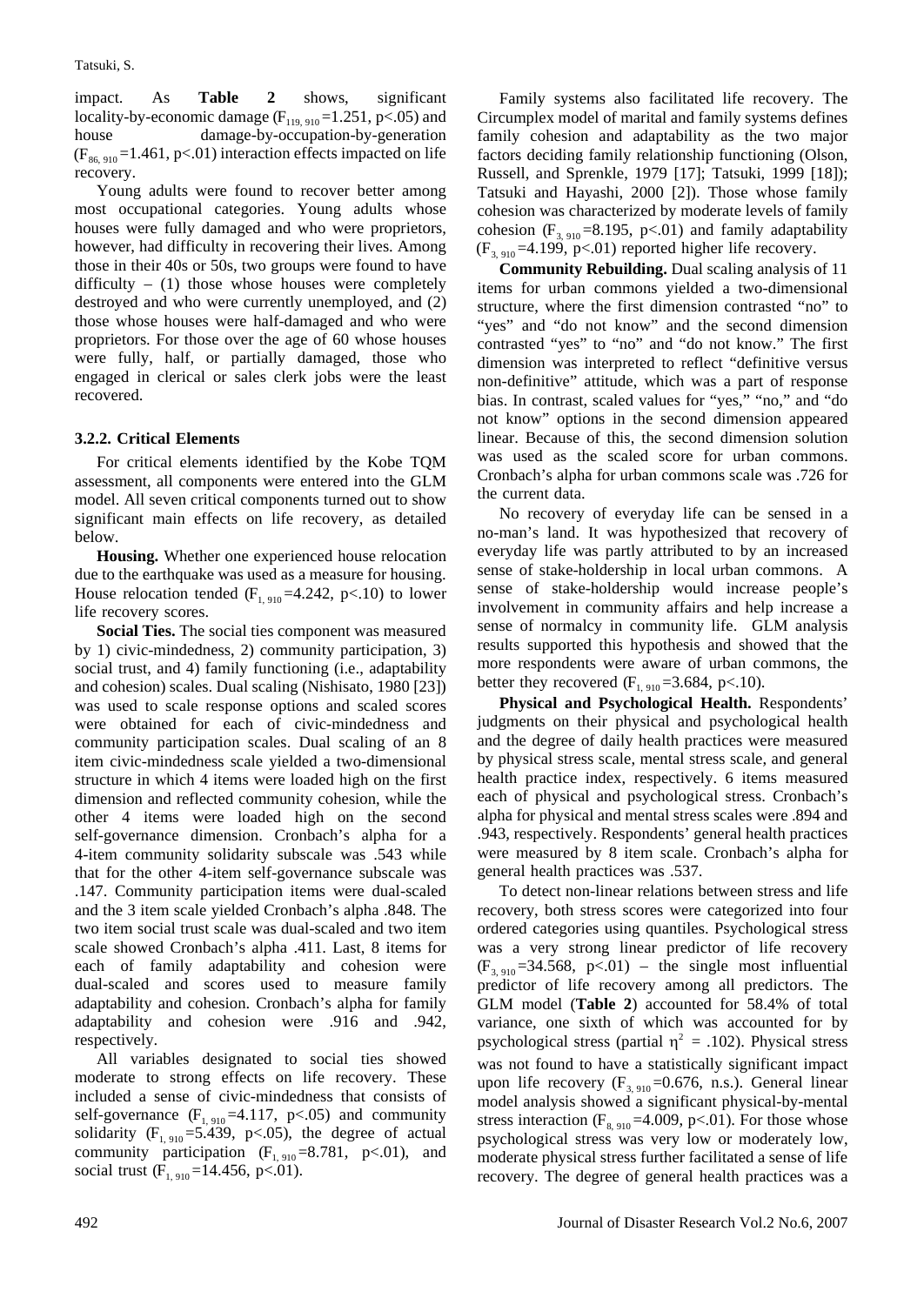impact. As **Table 2** shows, significant locality-by-economic damage ($F_{119, 910}$=1.251, p<.05) and house damage-by-occupation-by-generation ($F_{86, 910}$=1.461, p<.01) interaction effects impacted on life recovery.

Young adults were found to recover better among most occupational categories. Young adults whose houses were fully damaged and who were proprietors, however, had difficulty in recovering their lives. Among those in their 40s or 50s, two groups were found to have difficulty – (1) those whose houses were completely destroyed and who were currently unemployed, and (2) those whose houses were half-damaged and who were proprietors. For those over the age of 60 whose houses were fully, half, or partially damaged, those who engaged in clerical or sales clerk jobs were the least recovered.

### 3.2.2. Critical Elements

For critical elements identified by the Kobe TQM assessment, all components were entered into the GLM model. All seven critical components turned out to show significant main effects on life recovery, as detailed below.

**Housing.** Whether one experienced house relocation due to the earthquake was used as a measure for housing. House relocation tended ($F_{1, 910}$=4.242, p<.10) to lower life recovery scores.

**Social Ties.** The social ties component was measured by 1) civic-mindedness, 2) community participation, 3) social trust, and 4) family functioning (i.e., adaptability and cohesion) scales. Dual scaling (Nishisato, 1980 [23]) was used to scale response options and scaled scores were obtained for each of civic-mindedness and community participation scales. Dual scaling of an 8 item civic-mindedness scale yielded a two-dimensional structure in which 4 items were loaded high on the first dimension and reflected community cohesion, while the other 4 items were loaded high on the second self-governance dimension. Cronbach's alpha for a 4-item community solidarity subscale was .543 while that for the other 4-item self-governance subscale was .147. Community participation items were dual-scaled and the 3 item scale yielded Cronbach's alpha .848. The two item social trust scale was dual-scaled and two item scale showed Cronbach's alpha .411. Last, 8 items for each of family adaptability and cohesion were dual-scaled and scores used to measure family adaptability and cohesion. Cronbach's alpha for family adaptability and cohesion were .916 and .942, respectively.

All variables designated to social ties showed moderate to strong effects on life recovery. These included a sense of civic-mindedness that consists of self-governance ($F_{1, 910}$=4.117, p<.05) and community solidarity ($F_{1, 910}$=5.439, p<.05), the degree of actual community participation ($F_{1, 910}$=8.781, p<.01), and social trust ($F_{1, 910}$=14.456, p<.01).

Family systems also facilitated life recovery. The Circumplex model of marital and family systems defines family cohesion and adaptability as the two major factors deciding family relationship functioning (Olson, Russell, and Sprenkle, 1979 [17]; Tatsuki, 1999 [18]); Tatsuki and Hayashi, 2000 [2]). Those whose family cohesion was characterized by moderate levels of family cohesion ($F_{3, 910}$=8.195, p<.01) and family adaptability ($F_{3, 910}$=4.199, p<.01) reported higher life recovery.

**Community Rebuilding.** Dual scaling analysis of 11 items for urban commons yielded a two-dimensional structure, where the first dimension contrasted "no" to "yes" and "do not know" and the second dimension contrasted "yes" to "no" and "do not know." The first dimension was interpreted to reflect "definitive versus non-definitive" attitude, which was a part of response bias. In contrast, scaled values for "yes," "no," and "do not know" options in the second dimension appeared linear. Because of this, the second dimension solution was used as the scaled score for urban commons. Cronbach's alpha for urban commons scale was .726 for the current data.

No recovery of everyday life can be sensed in a no-man's land. It was hypothesized that recovery of everyday life was partly attributed to by an increased sense of stake-holdership in local urban commons. A sense of stake-holdership would increase people's involvement in community affairs and help increase a sense of normalcy in community life. GLM analysis results supported this hypothesis and showed that the more respondents were aware of urban commons, the better they recovered ($F_{1, 910}$=3.684, p<.10).

**Physical and Psychological Health.** Respondents' judgments on their physical and psychological health and the degree of daily health practices were measured by physical stress scale, mental stress scale, and general health practice index, respectively. 6 items measured each of physical and psychological stress. Cronbach's alpha for physical and mental stress scales were .894 and .943, respectively. Respondents' general health practices were measured by 8 item scale. Cronbach's alpha for general health practices was .537.

To detect non-linear relations between stress and life recovery, both stress scores were categorized into four ordered categories using quantiles. Psychological stress was a very strong linear predictor of life recovery ($F_{3, 910}$=34.568, p<.01) – the single most influential predictor of life recovery among all predictors. The GLM model (**Table 2**) accounted for 58.4% of total variance, one sixth of which was accounted for by psychological stress (partial $\eta^2$ = .102). Physical stress was not found to have a statistically significant impact upon life recovery ($F_{3, 910}$=0.676, n.s.). General linear model analysis showed a significant physical-by-mental stress interaction ($F_{8, 910}$=4.009, p<.01). For those whose psychological stress was very low or moderately low, moderate physical stress further facilitated a sense of life recovery. The degree of general health practices was a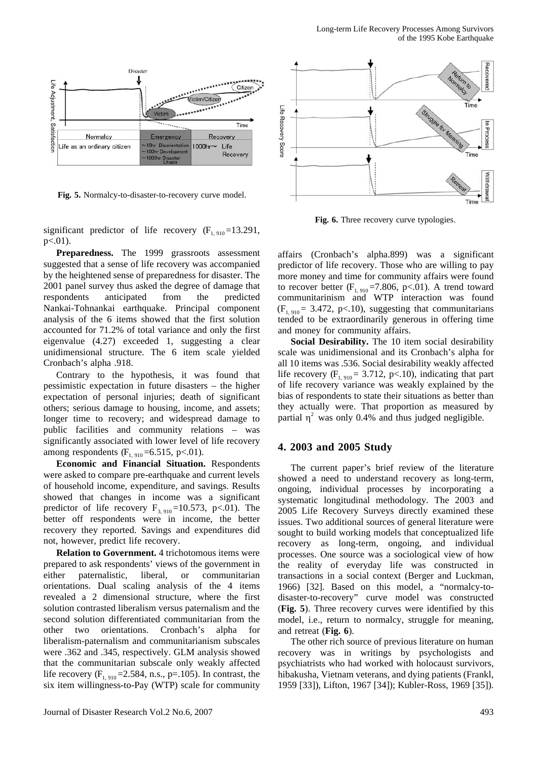Fig. 5. Normalcy-to-disaster-to-recovery curve model.

Fig. 6. Three recovery curve typologies.

significant predictor of life recovery ($F_{1, 910}$=13.291, p<.01).

**Preparedness.** The 1999 grassroots assessment suggested that a sense of life recovery was accompanied by the heightened sense of preparedness for disaster. The 2001 panel survey thus asked the degree of damage that respondents anticipated from the predicted Nankai-Tohnankai earthquake. Principal component analysis of the 6 items showed that the first solution accounted for 71.2% of total variance and only the first eigenvalue (4.27) exceeded 1, suggesting a clear unidimensional structure. The 6 item scale yielded Cronbach's alpha .918.

Contrary to the hypothesis, it was found that pessimistic expectation in future disasters – the higher expectation of personal injuries; death of significant others; serious damage to housing, income, and assets; longer time to recovery; and widespread damage to public facilities and community relations – was significantly associated with lower level of life recovery among respondents ($F_{1, 910}$=6.515, p<.01).

**Economic and Financial Situation.** Respondents were asked to compare pre-earthquake and current levels of household income, expenditure, and savings. Results showed that changes in income was a significant predictor of life recovery $F_{3, 910}$=10.573, p<.01). The better off respondents were in income, the better recovery they reported. Savings and expenditures did not, however, predict life recovery.

**Relation to Government.** 4 trichotomous items were prepared to ask respondents' views of the government in either paternalistic, liberal, or communitarian orientations. Dual scaling analysis of the 4 items revealed a 2 dimensional structure, where the first solution contrasted liberalism versus paternalism and the second solution differentiated communitarian from the other two orientations. Cronbach's alpha for liberalism-paternalism and communitarianism subscales were .362 and .345, respectively. GLM analysis showed that the communitarian subscale only weakly affected life recovery ($F_{1, 910}$=2.584, n.s., p=.105). In contrast, the six item willingness-to-Pay (WTP) scale for community affairs (Cronbach's alpha.899) was a significant predictor of life recovery. Those who are willing to pay more money and time for community affairs were found to recover better ($F_{1, 910}$=7.806, p<.01). A trend toward communitarinism and WTP interaction was found ($F_{1, 910}$= 3.472, p<.10), suggesting that communitarians tended to be extraordinarily generous in offering time and money for community affairs.

**Social Desirability.** The 10 item social desirability scale was unidimensional and its Cronbach's alpha for all 10 items was .536. Social desirability weakly affected life recovery ($F_{1, 910}$= 3.712, p<.10), indicating that part of life recovery variance was weakly explained by the bias of respondents to state their situations as better than they actually were. That proportion as measured by partial $\eta^2$ was only 0.4% and thus judged negligible.

## 4. 2003 and 2005 Study

The current paper's brief review of the literature showed a need to understand recovery as long-term, ongoing, individual processes by incorporating a systematic longitudinal methodology. The 2003 and 2005 Life Recovery Surveys directly examined these issues. Two additional sources of general literature were sought to build working models that conceptualized life recovery as long-term, ongoing, and individual processes. One source was a sociological view of how the reality of everyday life was constructed in transactions in a social context (Berger and Luckman, 1966) [32]. Based on this model, a "normalcy-to-disaster-to-recovery" curve model was constructed (**Fig. 5**). Three recovery curves were identified by this model, i.e., return to normalcy, struggle for meaning, and retreat (**Fig. 6**).

The other rich source of previous literature on human recovery was in writings by psychologists and psychiatrists who had worked with holocaust survivors, hibakusha, Vietnam veterans, and dying patients (Frankl, 1959 [33]), Lifton, 1967 [34]); Kubler-Ross, 1969 [35]).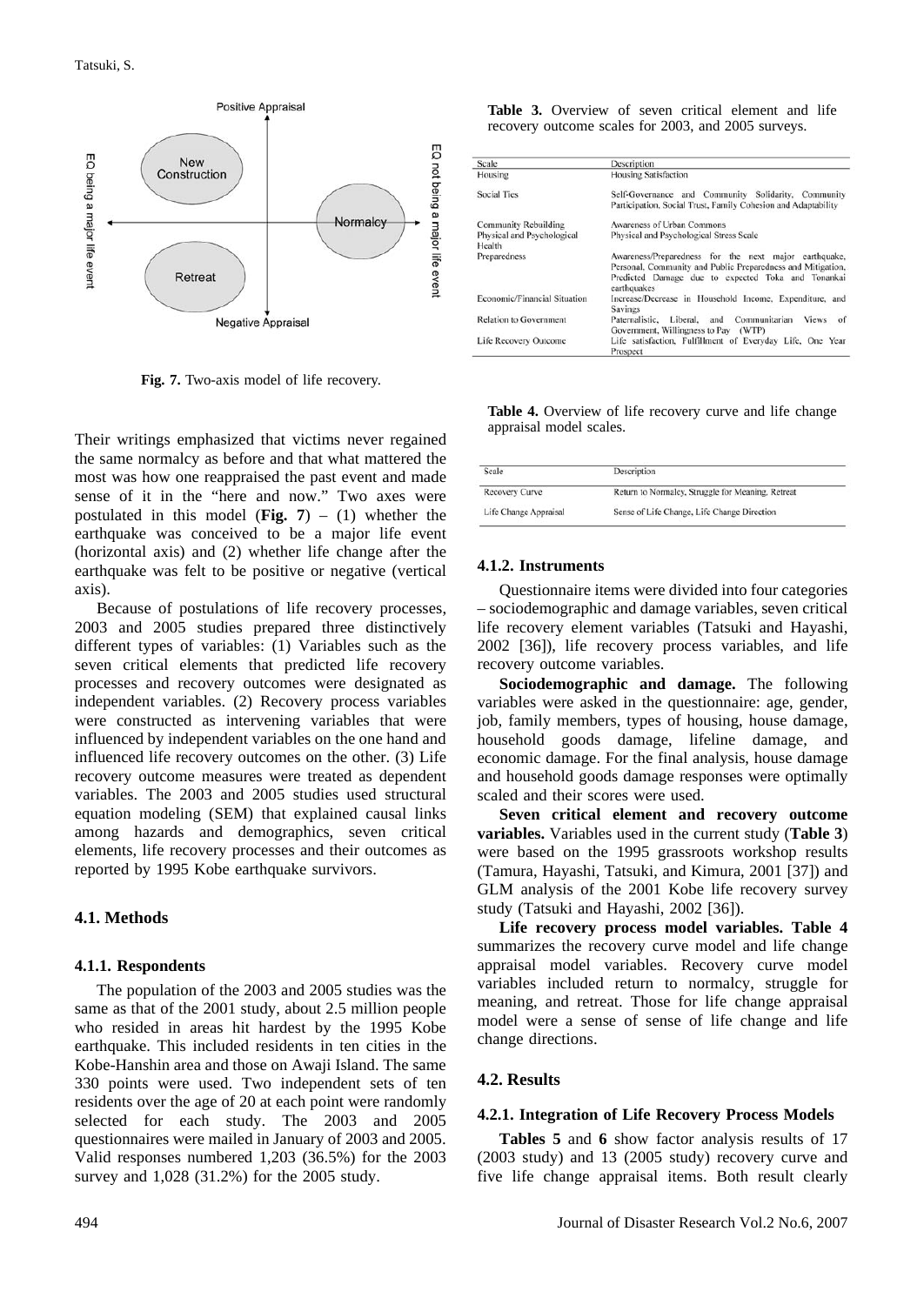**Fig. 7.** Two-axis model of life recovery.

Their writings emphasized that victims never regained the same normalcy as before and that what mattered the most was how one reappraised the past event and made sense of it in the "here and now." Two axes were postulated in this model (**Fig. 7**) – (1) whether the earthquake was conceived to be a major life event (horizontal axis) and (2) whether life change after the earthquake was felt to be positive or negative (vertical axis).

Because of postulations of life recovery processes, 2003 and 2005 studies prepared three distinctively different types of variables: (1) Variables such as the seven critical elements that predicted life recovery processes and recovery outcomes were designated as independent variables. (2) Recovery process variables were constructed as intervening variables that were influenced by independent variables on the one hand and influenced life recovery outcomes on the other. (3) Life recovery outcome measures were treated as dependent variables. The 2003 and 2005 studies used structural equation modeling (SEM) that explained causal links among hazards and demographics, seven critical elements, life recovery processes and their outcomes as reported by 1995 Kobe earthquake survivors.

## 4.1. Methods

### 4.1.1. Respondents

The population of the 2003 and 2005 studies was the same as that of the 2001 study, about 2.5 million people who resided in areas hit hardest by the 1995 Kobe earthquake. This included residents in ten cities in the Kobe-Hanshin area and those on Awaji Island. The same 330 points were used. Two independent sets of ten residents over the age of 20 at each point were randomly selected for each study. The 2003 and 2005 questionnaires were mailed in January of 2003 and 2005. Valid responses numbered 1,203 (36.5%) for the 2003 survey and 1,028 (31.2%) for the 2005 study.

**Table 3.** Overview of seven critical element and life recovery outcome scales for 2003, and 2005 surveys.

| Scale | Description |
|---|---|
| Housing | Housing Satisfaction |
| Social Ties | Self-Governance and Community Solidarity, Community Participation, Social Trust, Family Cohesion and Adaptability |
| Community Rebuilding | Awareness of Urban Commons |
| Physical and Psychological Health | Physical and Psychological Stress Scale |
| Preparedness | Awareness/Preparedness for the next major earthquake, Personal, Community and Public Preparedness and Mitigation, Predicted Damage due to expected Toka and Tonankai earthquakes |
| Economic/Financial Situation | Increase/Decrease in Household Income, Expenditure, and Savings |
| Relation to Government | Paternalistic, Liberal, and Communitarian Views of Government, Willingness to Pay (WTP) |
| Life Recovery Outcome | Life satisfaction, Fulfillment of Everyday Life, One Year Prospect |

**Table 4.** Overview of life recovery curve and life change appraisal model scales.

| Scale | Description |
|---|---|
| Recovery Curve | Return to Normalcy, Struggle for Meaning, Retreat |
| Life Change Appraisal | Sense of Life Change, Life Change Direction |

### 4.1.2. Instruments

Questionnaire items were divided into four categories – sociodemographic and damage variables, seven critical life recovery element variables (Tatsuki and Hayashi, 2002 [36]), life recovery process variables, and life recovery outcome variables.

**Sociodemographic and damage.** The following variables were asked in the questionnaire: age, gender, job, family members, types of housing, house damage, household goods damage, lifeline damage, and economic damage. For the final analysis, house damage and household goods damage responses were optimally scaled and their scores were used.

**Seven critical element and recovery outcome variables.** Variables used in the current study (**Table 3**) were based on the 1995 grassroots workshop results (Tamura, Hayashi, Tatsuki, and Kimura, 2001 [37]) and GLM analysis of the 2001 Kobe life recovery survey study (Tatsuki and Hayashi, 2002 [36]).

**Life recovery process model variables. Table 4** summarizes the recovery curve model and life change appraisal model variables. Recovery curve model variables included return to normalcy, struggle for meaning, and retreat. Those for life change appraisal model were a sense of sense of life change and life change directions.

## 4.2. Results

### 4.2.1. Integration of Life Recovery Process Models

**Tables 5** and **6** show factor analysis results of 17 (2003 study) and 13 (2005 study) recovery curve and five life change appraisal items. Both result clearly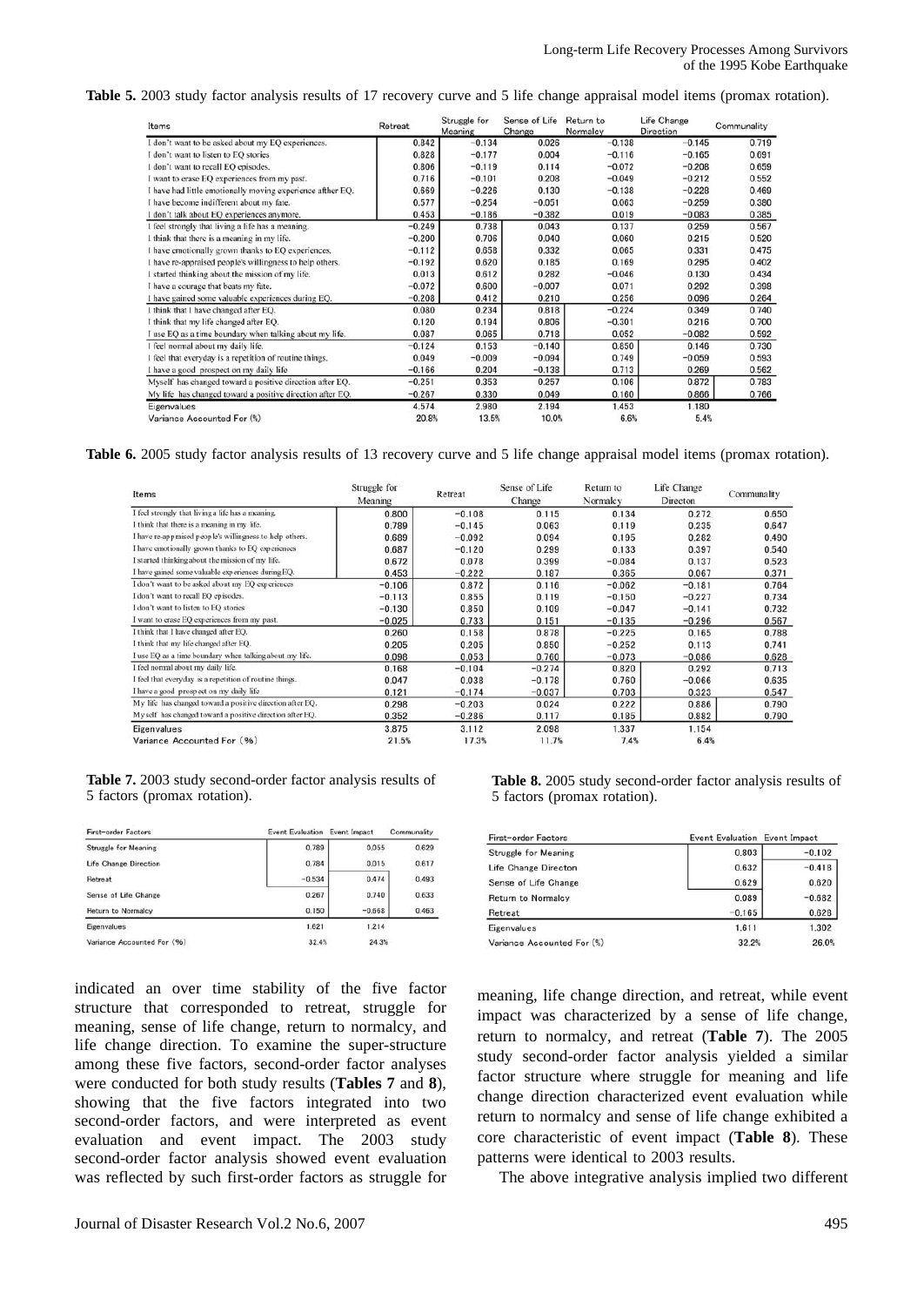**Table 5.** 2003 study factor analysis results of 17 recovery curve and 5 life change appraisal model items (promax rotation).

| Items | Retreat | Struggle for Meaning | Sense of Life Change | Return to Normalcy | Life Change Direction | Communality |
|---|---|---|---|---|---|---|
| I don't want to be asked about my EQ experiences. | 0.842 | −0.134 | 0.026 | −0.138 | −0.145 | 0.719 |
| I don't want to listen to EQ stories | 0.828 | −0.177 | 0.004 | −0.116 | −0.165 | 0.691 |
| I don't want to recall EQ episodes. | 0.806 | −0.119 | 0.114 | −0.072 | −0.208 | 0.659 |
| I want to erase EQ experiences from my past. | 0.716 | −0.101 | 0.208 | −0.049 | −0.212 | 0.552 |
| I have had little emotionally moving experience after EQ. | 0.669 | −0.226 | 0.130 | −0.138 | −0.228 | 0.469 |
| I have become indifferent about my fate. | 0.577 | −0.254 | −0.051 | 0.063 | −0.259 | 0.380 |
| I don't talk about EQ experiences anymore. | 0.453 | −0.186 | −0.382 | 0.019 | −0.083 | 0.385 |
| I feel strongly that living a life has a meaning. | −0.249 | 0.738 | 0.043 | 0.137 | 0.259 | 0.567 |
| I think that there is a meaning in my life. | −0.200 | 0.706 | 0.040 | 0.060 | 0.215 | 0.520 |
| I have emotionally grown thanks to EQ experiences. | −0.112 | 0.658 | 0.332 | 0.065 | 0.331 | 0.475 |
| I have re-appraised people's willingness to help others. | −0.192 | 0.620 | 0.185 | 0.169 | 0.295 | 0.402 |
| I started thinking about the mission of my life. | 0.013 | 0.612 | 0.282 | −0.046 | 0.130 | 0.434 |
| I have a courage that beats my fate. | −0.072 | 0.600 | −0.007 | 0.071 | 0.292 | 0.398 |
| I have gained some valuable experiences during EQ. | −0.208 | 0.412 | 0.210 | 0.256 | 0.096 | 0.264 |
| I think that I have changed after EQ. | 0.080 | 0.234 | 0.818 | −0.224 | 0.349 | 0.740 |
| I think that my life changed after EQ. | 0.120 | 0.194 | 0.806 | −0.301 | 0.216 | 0.700 |
| I use EQ as a time boundary when talking about my life. | 0.087 | 0.065 | 0.718 | 0.052 | −0.082 | 0.592 |
| I feel normal about my daily life. | −0.124 | 0.153 | −0.140 | 0.850 | 0.146 | 0.730 |
| I feel that everyday is a repetition of routine things. | 0.049 | −0.009 | −0.094 | 0.749 | −0.059 | 0.593 |
| I have a good prospect on my daily life | −0.166 | 0.204 | −0.138 | 0.713 | 0.269 | 0.562 |
| Myself has changed toward a positive direction after EQ. | −0.251 | 0.353 | 0.257 | 0.106 | 0.872 | 0.783 |
| My life has changed toward a positive direction after EQ. | −0.267 | 0.330 | 0.049 | 0.160 | 0.866 | 0.766 |
| Eigenvalues | 4.574 | 2.980 | 2.194 | 1.453 | 1.180 | |
| Variance Accounted For (%) | 20.8% | 13.5% | 10.0% | 6.6% | 5.4% | |

**Table 6.** 2005 study factor analysis results of 13 recovery curve and 5 life change appraisal model items (promax rotation).

| Items | Struggle for Meaning | Retreat | Sense of Life Change | Return to Normalcy | Life Change Directon | Communality |
|---|---|---|---|---|---|---|
| I feel strongly that living a life has a meaning. | 0.800 | −0.108 | 0.115 | 0.134 | 0.272 | 0.650 |
| I think that there is a meaning in my life. | 0.789 | −0.145 | 0.063 | 0.119 | 0.235 | 0.647 |
| I have re-appraised people's willingness to help others. | 0.689 | −0.092 | 0.094 | 0.195 | 0.282 | 0.490 |
| I have emotionally grown thanks to EQ experiences | 0.687 | −0.120 | 0.299 | 0.133 | 0.397 | 0.540 |
| I started thinking about the mission of my life. | 0.672 | 0.078 | 0.399 | −0.084 | 0.137 | 0.523 |
| I have gained some valuable experiences during EQ. | 0.453 | −0.222 | 0.187 | 0.365 | 0.067 | 0.371 |
| I don't want to be asked about my EQ experiences | −0.106 | 0.872 | 0.116 | −0.062 | −0.181 | 0.764 |
| I don't want to recall EQ episodes. | −0.113 | 0.855 | 0.119 | −0.150 | −0.227 | 0.734 |
| I don't want to listen to EQ stories | −0.130 | 0.850 | 0.109 | −0.047 | −0.141 | 0.732 |
| I want to erase EQ experiences from my past. | −0.025 | 0.733 | 0.151 | −0.135 | −0.296 | 0.567 |
| I think that I have changed after EQ. | 0.260 | 0.158 | 0.878 | −0.225 | 0.165 | 0.788 |
| I think that my life changed after EQ. | 0.205 | 0.205 | 0.850 | −0.252 | 0.113 | 0.741 |
| I use EQ as a time boundary when talking about my life. | 0.098 | 0.053 | 0.760 | −0.073 | −0.086 | 0.628 |
| I feel normal about my daily life. | 0.168 | −0.104 | −0.274 | 0.820 | 0.292 | 0.713 |
| I feel that everyday is a repetition of routine things. | 0.047 | 0.038 | −0.178 | 0.760 | −0.066 | 0.635 |
| I have a good prospect on my daily life | 0.121 | −0.174 | −0.037 | 0.703 | 0.323 | 0.547 |
| My life has changed toward a positive direction after EQ. | 0.298 | −0.203 | 0.024 | 0.222 | 0.886 | 0.790 |
| Myself has changed toward a positive direction after EQ. | 0.352 | −0.286 | 0.117 | 0.185 | 0.882 | 0.790 |
| Eigenvalues | 3.875 | 3.112 | 2.098 | 1.337 | 1.154 | |
| Variance Accounted For (%) | 21.5% | 17.3% | 11.7% | 7.4% | 6.4% | |

**Table 7.** 2003 study second-order factor analysis results of 5 factors (promax rotation).

| First-order Factors | Event Evaluation | Event Impact | Communality |
|---|---|---|---|
| Struggle for Meaning | 0.789 | 0.055 | 0.629 |
| Life Change Direction | 0.784 | 0.015 | 0.617 |
| Retreat | −0.534 | 0.474 | 0.493 |
| Sense of Life Change | 0.267 | 0.740 | 0.633 |
| Return to Normalcy | 0.150 | −0.668 | 0.463 |
| Eigenvalues | 1.621 | 1.214 | |
| Variance Accounted For (%) | 32.4% | 24.3% | |

**Table 8.** 2005 study second-order factor analysis results of 5 factors (promax rotation).

| First-order Factors | Event Evaluation | Event Impact |
|---|---|---|
| Struggle for Meaning | 0.803 | −0.102 |
| Life Change Directon | 0.632 | −0.418 |
| Sense of Life Change | 0.629 | 0.620 |
| Return to Normalcy | 0.089 | −0.682 |
| Retreat | −0.165 | 0.628 |
| Eigenvalues | 1.611 | 1.302 |
| Variance Accounted For (%) | 32.2% | 26.0% |

indicated an over time stability of the five factor structure that corresponded to retreat, struggle for meaning, sense of life change, return to normalcy, and life change direction. To examine the super-structure among these five factors, second-order factor analyses were conducted for both study results (**Tables 7** and **8**), showing that the five factors integrated into two second-order factors, and were interpreted as event evaluation and event impact. The 2003 study second-order factor analysis showed event evaluation was reflected by such first-order factors as struggle for meaning, life change direction, and retreat, while event impact was characterized by a sense of life change, return to normalcy, and retreat (**Table 7**). The 2005 study second-order factor analysis yielded a similar factor structure where struggle for meaning and life change direction characterized event evaluation while return to normalcy and sense of life change exhibited a core characteristic of event impact (**Table 8**). These patterns were identical to 2003 results.

The above integrative analysis implied two different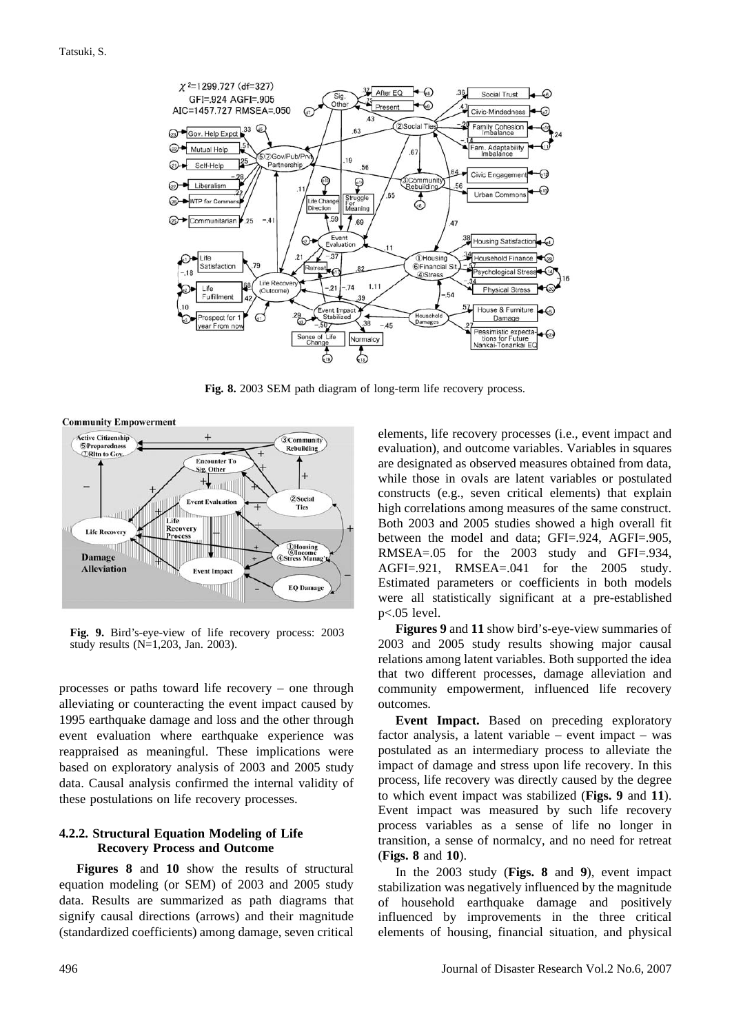**Fig. 8.** 2003 SEM path diagram of long-term life recovery process.

**Fig. 9.** Bird's-eye-view of life recovery process: 2003 study results (N=1,203, Jan. 2003).

processes or paths toward life recovery – one through alleviating or counteracting the event impact caused by 1995 earthquake damage and loss and the other through event evaluation where earthquake experience was reappraised as meaningful. These implications were based on exploratory analysis of 2003 and 2005 study data. Causal analysis confirmed the internal validity of these postulations on life recovery processes.

### 4.2.2. Structural Equation Modeling of Life Recovery Process and Outcome

**Figures 8** and **10** show the results of structural equation modeling (or SEM) of 2003 and 2005 study data. Results are summarized as path diagrams that signify causal directions (arrows) and their magnitude (standardized coefficients) among damage, seven critical elements, life recovery processes (i.e., event impact and evaluation), and outcome variables. Variables in squares are designated as observed measures obtained from data, while those in ovals are latent variables or postulated constructs (e.g., seven critical elements) that explain high correlations among measures of the same construct. Both 2003 and 2005 studies showed a high overall fit between the model and data; GFI=.924, AGFI=.905, RMSEA=.05 for the 2003 study and GFI=.934, AGFI=.921, RMSEA=.041 for the 2005 study. Estimated parameters or coefficients in both models were all statistically significant at a pre-established $p<.05$ level.

**Figures 9** and **11** show bird's-eye-view summaries of 2003 and 2005 study results showing major causal relations among latent variables. Both supported the idea that two different processes, damage alleviation and community empowerment, influenced life recovery outcomes.

**Event Impact.** Based on preceding exploratory factor analysis, a latent variable – event impact – was postulated as an intermediary process to alleviate the impact of damage and stress upon life recovery. In this process, life recovery was directly caused by the degree to which event impact was stabilized (**Figs. 9** and **11**). Event impact was measured by such life recovery process variables as a sense of life no longer in transition, a sense of normalcy, and no need for retreat (**Figs. 8** and **10**).

In the 2003 study (**Figs. 8** and **9**), event impact stabilization was negatively influenced by the magnitude of household earthquake damage and positively influenced by improvements in the three critical elements of housing, financial situation, and physical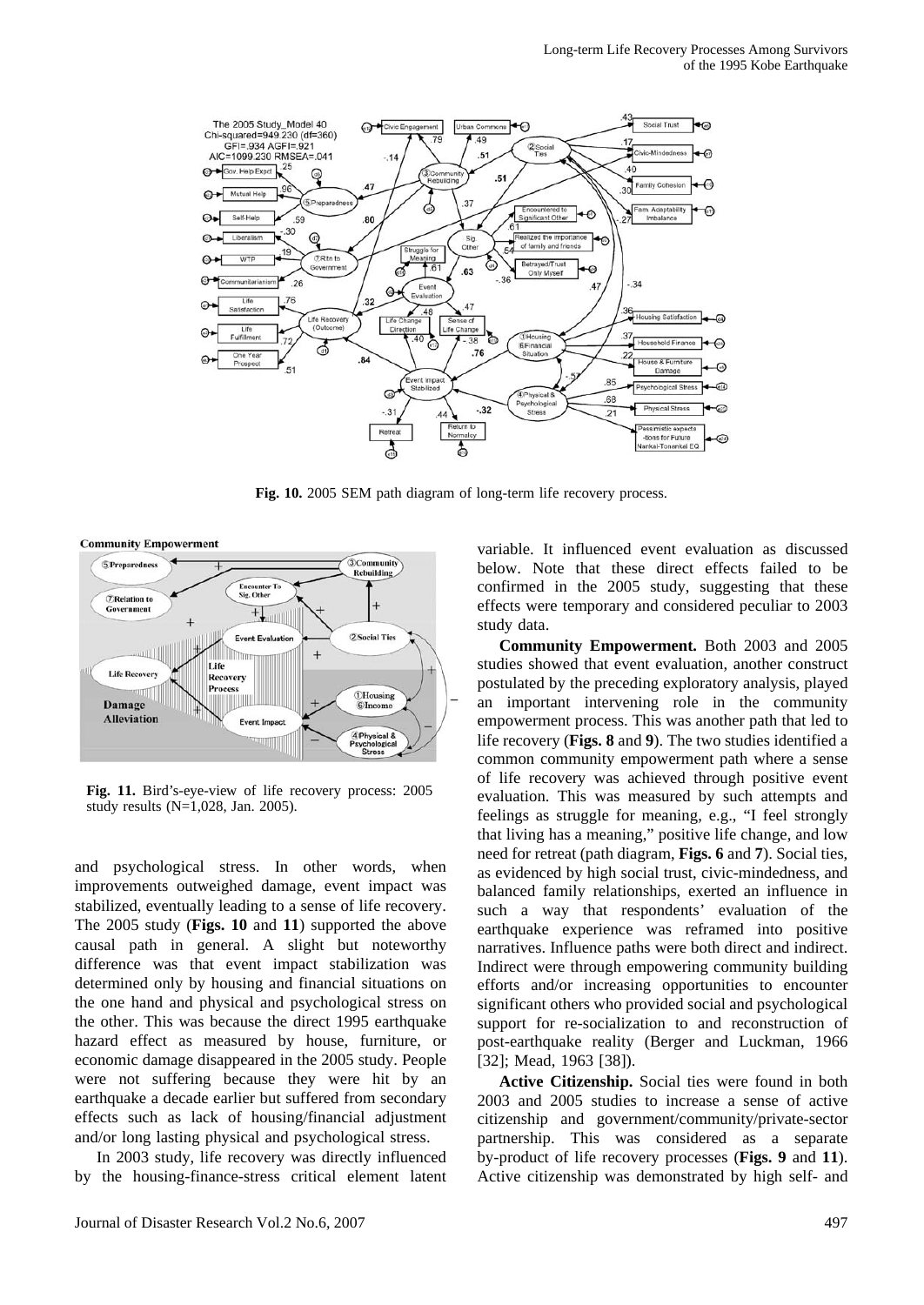**Fig. 10.** 2005 SEM path diagram of long-term life recovery process.

**Fig. 11.** Bird's-eye-view of life recovery process: 2005 study results (N=1,028, Jan. 2005).

and psychological stress. In other words, when improvements outweighed damage, event impact was stabilized, eventually leading to a sense of life recovery. The 2005 study (**Figs. 10** and **11**) supported the above causal path in general. A slight but noteworthy difference was that event impact stabilization was determined only by housing and financial situations on the one hand and physical and psychological stress on the other. This was because the direct 1995 earthquake hazard effect as measured by house, furniture, or economic damage disappeared in the 2005 study. People were not suffering because they were hit by an earthquake a decade earlier but suffered from secondary effects such as lack of housing/financial adjustment and/or long lasting physical and psychological stress.

In 2003 study, life recovery was directly influenced by the housing-finance-stress critical element latent variable. It influenced event evaluation as discussed below. Note that these direct effects failed to be confirmed in the 2005 study, suggesting that these effects were temporary and considered peculiar to 2003 study data.

**Community Empowerment.** Both 2003 and 2005 studies showed that event evaluation, another construct postulated by the preceding exploratory analysis, played an important intervening role in the community empowerment process. This was another path that led to life recovery (**Figs. 8** and **9**). The two studies identified a common community empowerment path where a sense of life recovery was achieved through positive event evaluation. This was measured by such attempts and feelings as struggle for meaning, e.g., "I feel strongly that living has a meaning," positive life change, and low need for retreat (path diagram, **Figs. 6** and **7**). Social ties, as evidenced by high social trust, civic-mindedness, and balanced family relationships, exerted an influence in such a way that respondents' evaluation of the earthquake experience was reframed into positive narratives. Influence paths were both direct and indirect. Indirect were through empowering community building efforts and/or increasing opportunities to encounter significant others who provided social and psychological support for re-socialization to and reconstruction of post-earthquake reality (Berger and Luckman, 1966 [32]; Mead, 1963 [38]).

**Active Citizenship.** Social ties were found in both 2003 and 2005 studies to increase a sense of active citizenship and government/community/private-sector partnership. This was considered as a separate by-product of life recovery processes (**Figs. 9** and **11**). Active citizenship was demonstrated by high self- and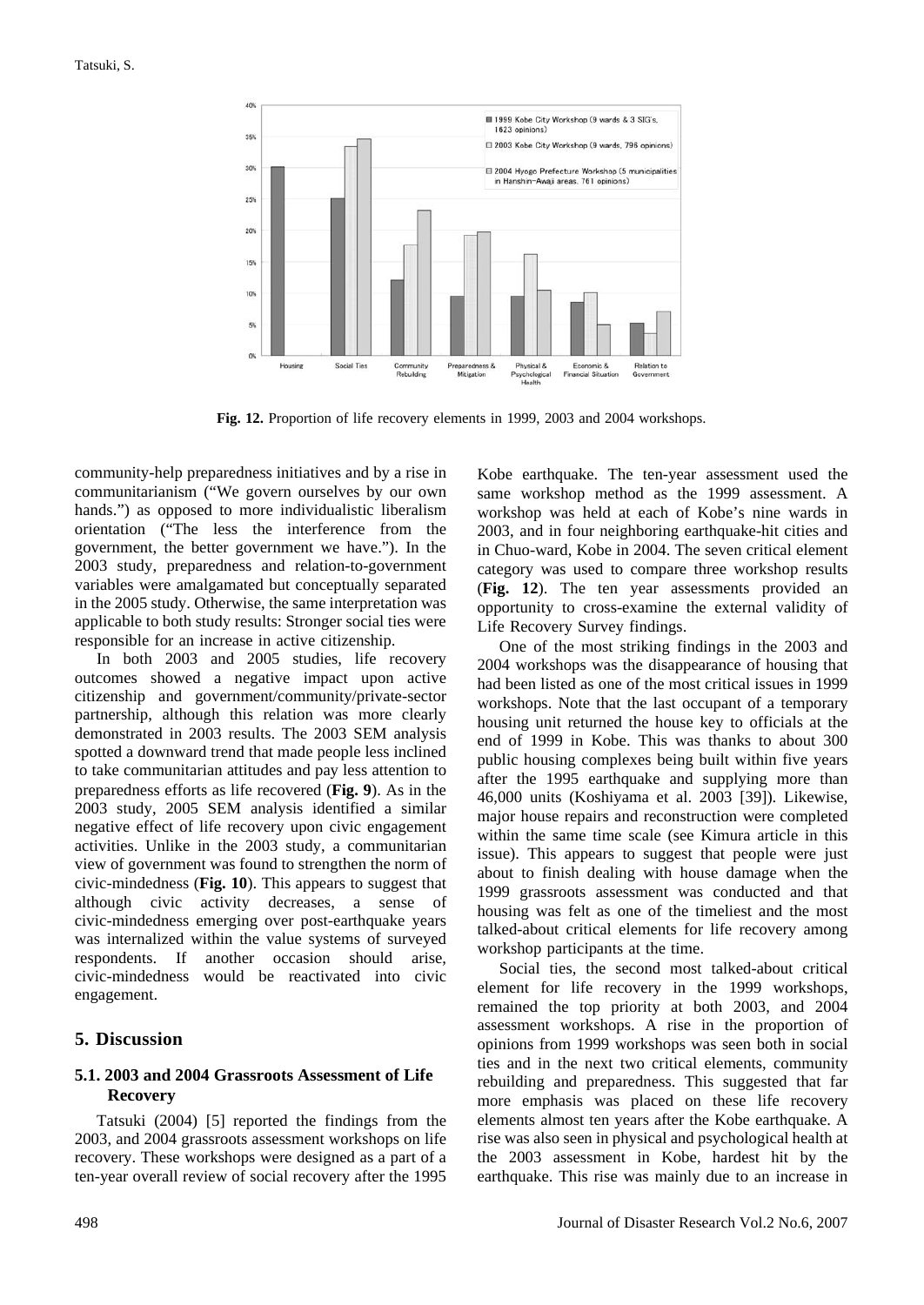**Fig. 12.** Proportion of life recovery elements in 1999, 2003 and 2004 workshops.

community-help preparedness initiatives and by a rise in communitarianism ("We govern ourselves by our own hands.") as opposed to more individualistic liberalism orientation ("The less the interference from the government, the better government we have."). In the 2003 study, preparedness and relation-to-government variables were amalgamated but conceptually separated in the 2005 study. Otherwise, the same interpretation was applicable to both study results: Stronger social ties were responsible for an increase in active citizenship.

In both 2003 and 2005 studies, life recovery outcomes showed a negative impact upon active citizenship and government/community/private-sector partnership, although this relation was more clearly demonstrated in 2003 results. The 2003 SEM analysis spotted a downward trend that made people less inclined to take communitarian attitudes and pay less attention to preparedness efforts as life recovered (**Fig. 9**). As in the 2003 study, 2005 SEM analysis identified a similar negative effect of life recovery upon civic engagement activities. Unlike in the 2003 study, a communitarian view of government was found to strengthen the norm of civic-mindedness (**Fig. 10**). This appears to suggest that although civic activity decreases, a sense of civic-mindedness emerging over post-earthquake years was internalized within the value systems of surveyed respondents. If another occasion should arise, civic-mindedness would be reactivated into civic engagement.

## 5. Discussion

### 5.1. 2003 and 2004 Grassroots Assessment of Life Recovery

Tatsuki (2004) [5] reported the findings from the 2003, and 2004 grassroots assessment workshops on life recovery. These workshops were designed as a part of a ten-year overall review of social recovery after the 1995 Kobe earthquake. The ten-year assessment used the same workshop method as the 1999 assessment. A workshop was held at each of Kobe's nine wards in 2003, and in four neighboring earthquake-hit cities and in Chuo-ward, Kobe in 2004. The seven critical element category was used to compare three workshop results (**Fig. 12**). The ten year assessments provided an opportunity to cross-examine the external validity of Life Recovery Survey findings.

One of the most striking findings in the 2003 and 2004 workshops was the disappearance of housing that had been listed as one of the most critical issues in 1999 workshops. Note that the last occupant of a temporary housing unit returned the house key to officials at the end of 1999 in Kobe. This was thanks to about 300 public housing complexes being built within five years after the 1995 earthquake and supplying more than 46,000 units (Koshiyama et al. 2003 [39]). Likewise, major house repairs and reconstruction were completed within the same time scale (see Kimura article in this issue). This appears to suggest that people were just about to finish dealing with house damage when the 1999 grassroots assessment was conducted and that housing was felt as one of the timeliest and the most talked-about critical elements for life recovery among workshop participants at the time.

Social ties, the second most talked-about critical element for life recovery in the 1999 workshops, remained the top priority at both 2003, and 2004 assessment workshops. A rise in the proportion of opinions from 1999 workshops was seen both in social ties and in the next two critical elements, community rebuilding and preparedness. This suggested that far more emphasis was placed on these life recovery elements almost ten years after the Kobe earthquake. A rise was also seen in physical and psychological health at the 2003 assessment in Kobe, hardest hit by the earthquake. This rise was mainly due to an increase in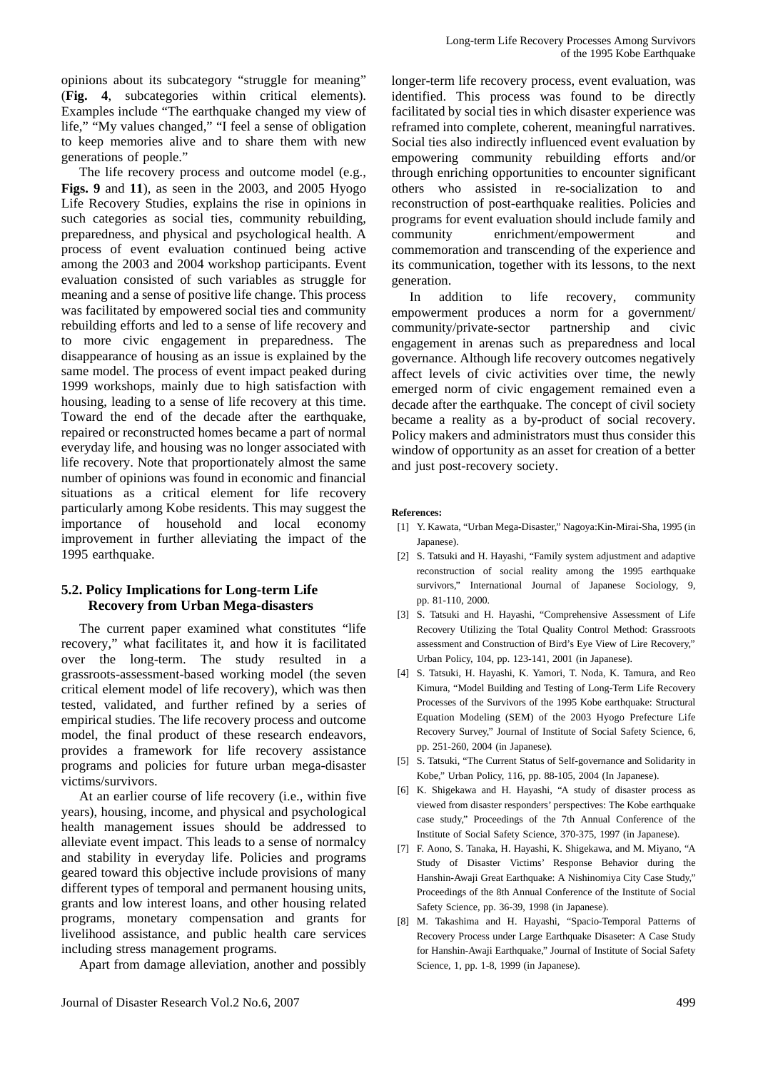opinions about its subcategory "struggle for meaning" (**Fig. 4**, subcategories within critical elements). Examples include "The earthquake changed my view of life," "My values changed," "I feel a sense of obligation to keep memories alive and to share them with new generations of people."

The life recovery process and outcome model (e.g., **Figs. 9** and **11**), as seen in the 2003, and 2005 Hyogo Life Recovery Studies, explains the rise in opinions in such categories as social ties, community rebuilding, preparedness, and physical and psychological health. A process of event evaluation continued being active among the 2003 and 2004 workshop participants. Event evaluation consisted of such variables as struggle for meaning and a sense of positive life change. This process was facilitated by empowered social ties and community rebuilding efforts and led to a sense of life recovery and to more civic engagement in preparedness. The disappearance of housing as an issue is explained by the same model. The process of event impact peaked during 1999 workshops, mainly due to high satisfaction with housing, leading to a sense of life recovery at this time. Toward the end of the decade after the earthquake, repaired or reconstructed homes became a part of normal everyday life, and housing was no longer associated with life recovery. Note that proportionately almost the same number of opinions was found in economic and financial situations as a critical element for life recovery particularly among Kobe residents. This may suggest the importance of household and local economy improvement in further alleviating the impact of the 1995 earthquake.

### 5.2. Policy Implications for Long-term Life Recovery from Urban Mega-disasters

The current paper examined what constitutes "life recovery," what facilitates it, and how it is facilitated over the long-term. The study resulted in a grassroots-assessment-based working model (the seven critical element model of life recovery), which was then tested, validated, and further refined by a series of empirical studies. The life recovery process and outcome model, the final product of these research endeavors, provides a framework for life recovery assistance programs and policies for future urban mega-disaster victims/survivors.

At an earlier course of life recovery (i.e., within five years), housing, income, and physical and psychological health management issues should be addressed to alleviate event impact. This leads to a sense of normalcy and stability in everyday life. Policies and programs geared toward this objective include provisions of many different types of temporal and permanent housing units, grants and low interest loans, and other housing related programs, monetary compensation and grants for livelihood assistance, and public health care services including stress management programs.

Apart from damage alleviation, another and possibly longer-term life recovery process, event evaluation, was identified. This process was found to be directly facilitated by social ties in which disaster experience was reframed into complete, coherent, meaningful narratives. Social ties also indirectly influenced event evaluation by empowering community rebuilding efforts and/or through enriching opportunities to encounter significant others who assisted in re-socialization to and reconstruction of post-earthquake realities. Policies and programs for event evaluation should include family and community enrichment/empowerment and commemoration and transcending of the experience and its communication, together with its lessons, to the next generation.

In addition to life recovery, community empowerment produces a norm for a government/ community/private-sector partnership and civic engagement in arenas such as preparedness and local governance. Although life recovery outcomes negatively affect levels of civic activities over time, the newly emerged norm of civic engagement remained even a decade after the earthquake. The concept of civil society became a reality as a by-product of social recovery. Policy makers and administrators must thus consider this window of opportunity as an asset for creation of a better and just post-recovery society.

**References:**

[1] Y. Kawata, "Urban Mega-Disaster," Nagoya:Kin-Mirai-Sha, 1995 (in Japanese).

[2] S. Tatsuki and H. Hayashi, "Family system adjustment and adaptive reconstruction of social reality among the 1995 earthquake survivors," International Journal of Japanese Sociology, 9, pp. 81-110, 2000.

[3] S. Tatsuki and H. Hayashi, "Comprehensive Assessment of Life Recovery Utilizing the Total Quality Control Method: Grassroots assessment and Construction of Bird's Eye View of Lire Recovery," Urban Policy, 104, pp. 123-141, 2001 (in Japanese).

[4] S. Tatsuki, H. Hayashi, K. Yamori, T. Noda, K. Tamura, and Reo Kimura, "Model Building and Testing of Long-Term Life Recovery Processes of the Survivors of the 1995 Kobe earthquake: Structural Equation Modeling (SEM) of the 2003 Hyogo Prefecture Life Recovery Survey," Journal of Institute of Social Safety Science, 6, pp. 251-260, 2004 (in Japanese).

[5] S. Tatsuki, "The Current Status of Self-governance and Solidarity in Kobe," Urban Policy, 116, pp. 88-105, 2004 (In Japanese).

[6] K. Shigekawa and H. Hayashi, "A study of disaster process as viewed from disaster responders' perspectives: The Kobe earthquake case study," Proceedings of the 7th Annual Conference of the Institute of Social Safety Science, 370-375, 1997 (in Japanese).

[7] F. Aono, S. Tanaka, H. Hayashi, K. Shigekawa, and M. Miyano, "A Study of Disaster Victims' Response Behavior during the Hanshin-Awaji Great Earthquake: A Nishinomiya City Case Study," Proceedings of the 8th Annual Conference of the Institute of Social Safety Science, pp. 36-39, 1998 (in Japanese).

[8] M. Takashima and H. Hayashi, "Spacio-Temporal Patterns of Recovery Process under Large Earthquake Disaseter: A Case Study for Hanshin-Awaji Earthquake," Journal of Institute of Social Safety Science, 1, pp. 1-8, 1999 (in Japanese).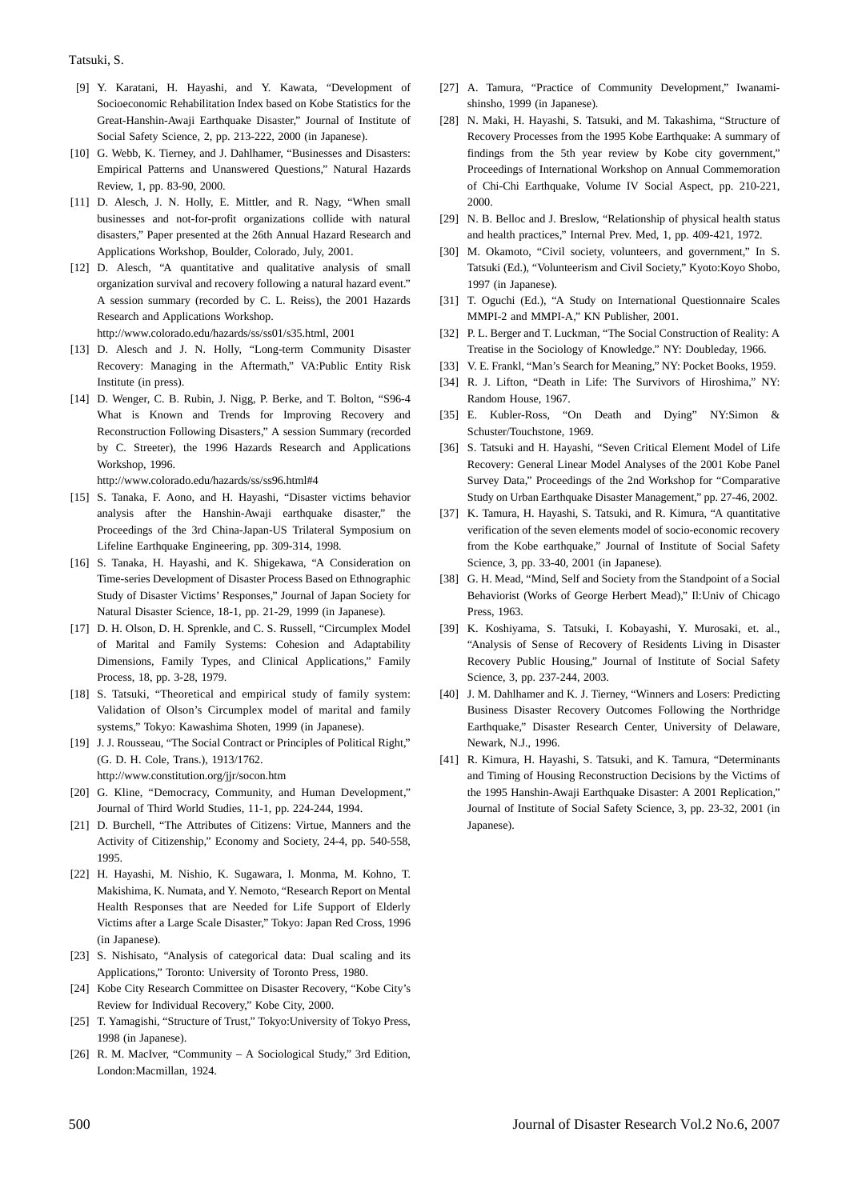[9] Y. Karatani, H. Hayashi, and Y. Kawata, "Development of Socioeconomic Rehabilitation Index based on Kobe Statistics for the Great-Hanshin-Awaji Earthquake Disaster," Journal of Institute of Social Safety Science, 2, pp. 213-222, 2000 (in Japanese).

[10] G. Webb, K. Tierney, and J. Dahlhamer, "Businesses and Disasters: Empirical Patterns and Unanswered Questions," Natural Hazards Review, 1, pp. 83-90, 2000.

[11] D. Alesch, J. N. Holly, E. Mittler, and R. Nagy, "When small businesses and not-for-profit organizations collide with natural disasters," Paper presented at the 26th Annual Hazard Research and Applications Workshop, Boulder, Colorado, July, 2001.

[12] D. Alesch, "A quantitative and qualitative analysis of small organization survival and recovery following a natural hazard event." A session summary (recorded by C. L. Reiss), the 2001 Hazards Research and Applications Workshop. http://www.colorado.edu/hazards/ss/ss01/s35.html, 2001

[13] D. Alesch and J. N. Holly, "Long-term Community Disaster Recovery: Managing in the Aftermath," VA:Public Entity Risk Institute (in press).

[14] D. Wenger, C. B. Rubin, J. Nigg, P. Berke, and T. Bolton, "S96-4 What is Known and Trends for Improving Recovery and Reconstruction Following Disasters," A session Summary (recorded by C. Streeter), the 1996 Hazards Research and Applications Workshop, 1996. http://www.colorado.edu/hazards/ss/ss96.html#4

[15] S. Tanaka, F. Aono, and H. Hayashi, "Disaster victims behavior analysis after the Hanshin-Awaji earthquake disaster," the Proceedings of the 3rd China-Japan-US Trilateral Symposium on Lifeline Earthquake Engineering, pp. 309-314, 1998.

[16] S. Tanaka, H. Hayashi, and K. Shigekawa, "A Consideration on Time-series Development of Disaster Process Based on Ethnographic Study of Disaster Victims' Responses," Journal of Japan Society for Natural Disaster Science, 18-1, pp. 21-29, 1999 (in Japanese).

[17] D. H. Olson, D. H. Sprenkle, and C. S. Russell, "Circumplex Model of Marital and Family Systems: Cohesion and Adaptability Dimensions, Family Types, and Clinical Applications," Family Process, 18, pp. 3-28, 1979.

[18] S. Tatsuki, "Theoretical and empirical study of family system: Validation of Olson's Circumplex model of marital and family systems," Tokyo: Kawashima Shoten, 1999 (in Japanese).

[19] J. J. Rousseau, "The Social Contract or Principles of Political Right," (G. D. H. Cole, Trans.), 1913/1762. http://www.constitution.org/jjr/socon.htm

[20] G. Kline, "Democracy, Community, and Human Development," Journal of Third World Studies, 11-1, pp. 224-244, 1994.

[21] D. Burchell, "The Attributes of Citizens: Virtue, Manners and the Activity of Citizenship," Economy and Society, 24-4, pp. 540-558, 1995.

[22] H. Hayashi, M. Nishio, K. Sugawara, I. Monma, M. Kohno, T. Makishima, K. Numata, and Y. Nemoto, "Research Report on Mental Health Responses that are Needed for Life Support of Elderly Victims after a Large Scale Disaster," Tokyo: Japan Red Cross, 1996 (in Japanese).

[23] S. Nishisato, "Analysis of categorical data: Dual scaling and its Applications," Toronto: University of Toronto Press, 1980.

[24] Kobe City Research Committee on Disaster Recovery, "Kobe City's Review for Individual Recovery," Kobe City, 2000.

[25] T. Yamagishi, "Structure of Trust," Tokyo:University of Tokyo Press, 1998 (in Japanese).

[26] R. M. MacIver, "Community – A Sociological Study," 3rd Edition, London:Macmillan, 1924.

[27] A. Tamura, "Practice of Community Development," Iwanami-shinsho, 1999 (in Japanese).

[28] N. Maki, H. Hayashi, S. Tatsuki, and M. Takashima, "Structure of Recovery Processes from the 1995 Kobe Earthquake: A summary of findings from the 5th year review by Kobe city government," Proceedings of International Workshop on Annual Commemoration of Chi-Chi Earthquake, Volume IV Social Aspect, pp. 210-221, 2000.

[29] N. B. Belloc and J. Breslow, "Relationship of physical health status and health practices," Internal Prev. Med, 1, pp. 409-421, 1972.

[30] M. Okamoto, "Civil society, volunteers, and government," In S. Tatsuki (Ed.), "Volunteerism and Civil Society," Kyoto:Koyo Shobo, 1997 (in Japanese).

[31] T. Oguchi (Ed.), "A Study on International Questionnaire Scales MMPI-2 and MMPI-A," KN Publisher, 2001.

[32] P. L. Berger and T. Luckman, "The Social Construction of Reality: A Treatise in the Sociology of Knowledge." NY: Doubleday, 1966.

[33] V. E. Frankl, "Man's Search for Meaning," NY: Pocket Books, 1959.

[34] R. J. Lifton, "Death in Life: The Survivors of Hiroshima," NY: Random House, 1967.

[35] E. Kubler-Ross, "On Death and Dying" NY:Simon & Schuster/Touchstone, 1969.

[36] S. Tatsuki and H. Hayashi, "Seven Critical Element Model of Life Recovery: General Linear Model Analyses of the 2001 Kobe Panel Survey Data," Proceedings of the 2nd Workshop for "Comparative Study on Urban Earthquake Disaster Management," pp. 27-46, 2002.

[37] K. Tamura, H. Hayashi, S. Tatsuki, and R. Kimura, "A quantitative verification of the seven elements model of socio-economic recovery from the Kobe earthquake," Journal of Institute of Social Safety Science, 3, pp. 33-40, 2001 (in Japanese).

[38] G. H. Mead, "Mind, Self and Society from the Standpoint of a Social Behaviorist (Works of George Herbert Mead)," Il:Univ of Chicago Press, 1963.

[39] K. Koshiyama, S. Tatsuki, I. Kobayashi, Y. Murosaki, et. al., "Analysis of Sense of Recovery of Residents Living in Disaster Recovery Public Housing," Journal of Institute of Social Safety Science, 3, pp. 237-244, 2003.

[40] J. M. Dahlhamer and K. J. Tierney, "Winners and Losers: Predicting Business Disaster Recovery Outcomes Following the Northridge Earthquake," Disaster Research Center, University of Delaware, Newark, N.J., 1996.

[41] R. Kimura, H. Hayashi, S. Tatsuki, and K. Tamura, "Determinants and Timing of Housing Reconstruction Decisions by the Victims of the 1995 Hanshin-Awaji Earthquake Disaster: A 2001 Replication," Journal of Institute of Social Safety Science, 3, pp. 23-32, 2001 (in Japanese).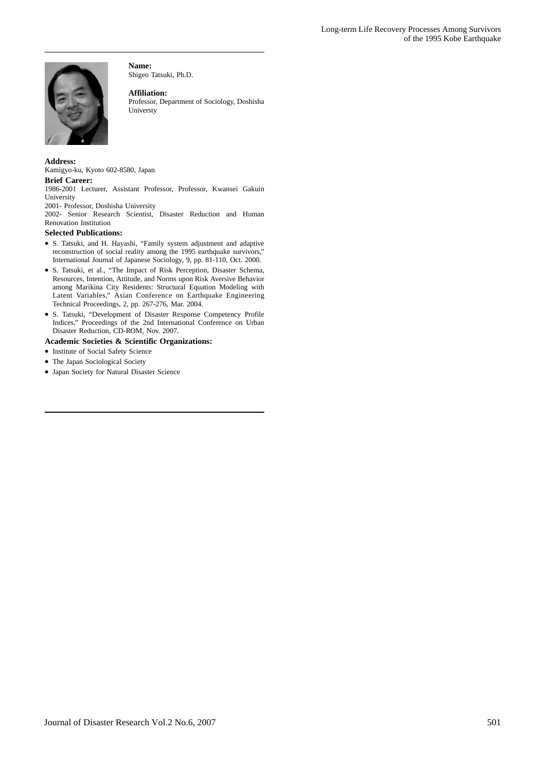**Name:**
Shigeo Tatsuki, Ph.D.

**Affiliation:**
Professor, Department of Sociology, Doshisha Universty

**Address:**
Kamigyo-ku, Kyoto 602-8580, Japan

**Brief Career:**

1986-2001 Lecturer, Assistant Professor, Professor, Kwansei Gakuin University

2001- Professor, Doshisha University

2002- Senior Research Scientist, Disaster Reduction and Human Renovation Institution

**Selected Publications:**

- S. Tatsuki, and H. Hayashi, "Family system adjustment and adaptive reconstruction of social reality among the 1995 earthquake survivors," International Journal of Japanese Sociology, 9, pp. 81-110, Oct. 2000.
- S. Tatsuki, et al., "The Impact of Risk Perception, Disaster Schema, Resources, Intention, Attitude, and Norms upon Risk Aversive Behavior among Marikina City Residents: Structural Equation Modeling with Latent Variables," Asian Conference on Earthquake Engineering Technical Proceedings, 2, pp. 267-276, Mar. 2004.
- S. Tatsuki, "Development of Disaster Response Competency Profile Indices," Proceedings of the 2nd International Conference on Urban Disaster Reduction, CD-ROM, Nov. 2007.

**Academic Societies & Scientific Organizations:**

- Institute of Social Safety Science
- The Japan Sociological Society
- Japan Society for Natural Disaster Science